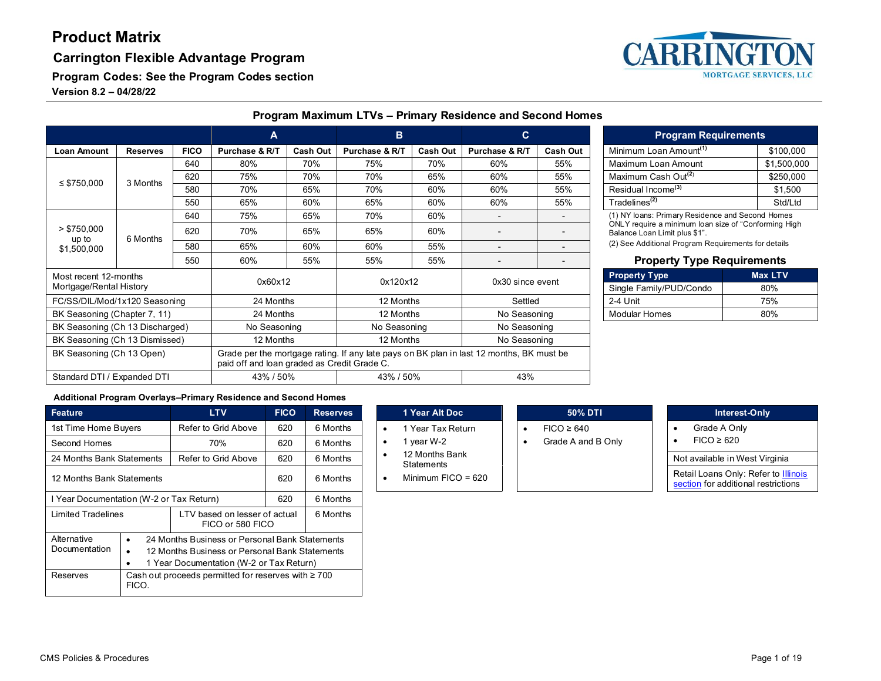# Product Matrix

## Carrington Flexible Advantage Program

### Program Codes: See the Program Codes section

**Version 8.2 – 04/28/22**

## Program Maximum LTVs – Primary Residence and Second Homes

| | | | A | | B | | C | |
|---|---|---|---|---|---|---|---|---|
| **Loan Amount** | **Reserves** | **FICO** | **Purchase & R/T** | **Cash Out** | **Purchase & R/T** | **Cash Out** | **Purchase & R/T** | **Cash Out** |
| ≤ $750,000 | 3 Months | 640 | 80% | 70% | 75% | 70% | 60% | 55% |
| | | 620 | 75% | 70% | 70% | 65% | 60% | 55% |
| | | 580 | 70% | 65% | 70% | 60% | 60% | 55% |
| | | 550 | 65% | 60% | 65% | 60% | 60% | 55% |
| > $750,000 up to $1,500,000 | 6 Months | 640 | 75% | 65% | 70% | 60% | - | - |
| | | 620 | 70% | 65% | 65% | 60% | - | - |
| | | 580 | 65% | 60% | 60% | 55% | - | - |
| | | 550 | 60% | 55% | 55% | 55% | - | - |
| Most recent 12-months Mortgage/Rental History | | | 0x60x12 | | 0x120x12 | | 0x30 since event | |
| FC/SS/DIL/Mod/1x120 Seasoning | | | 24 Months | | 12 Months | | Settled | |
| BK Seasoning (Chapter 7, 11) | | | 24 Months | | 12 Months | | No Seasoning | |
| BK Seasoning (Ch 13 Discharged) | | | No Seasoning | | No Seasoning | | No Seasoning | |
| BK Seasoning (Ch 13 Dismissed) | | | 12 Months | | 12 Months | | No Seasoning | |
| BK Seasoning (Ch 13 Open) | | | Grade per the mortgage rating. If any late pays on BK plan in last 12 months, BK must be paid off and loan graded as Credit Grade C. | | | | | |
| Standard DTI / Expanded DTI | | | 43% / 50% | | 43% / 50% | | 43% | |

## Program Requirements

| Program Requirements | |
|---|---|
| Minimum Loan Amount[1] | $100,000 |
| Maximum Loan Amount | $1,500,000 |
| Maximum Cash Out[2] | $250,000 |
| Residual Income[3] | $1,500 |
| Tradelines[2] | Std/Ltd |

(1) NY loans: Primary Residence and Second Homes ONLY require a minimum loan size of "Conforming High Balance Loan Limit plus $1".

(2) See Additional Program Requirements for details

## Property Type Requirements

| Property Type | Max LTV |
|---|---|
| Single Family/PUD/Condo | 80% |
| 2-4 Unit | 75% |
| Modular Homes | 80% |

### Additional Program Overlays–Primary Residence and Second Homes

| Feature | LTV | FICO | Reserves |
|---|---|---|---|
| 1st Time Home Buyers | Refer to Grid Above | 620 | 6 Months |
| Second Homes | 70% | 620 | 6 Months |
| 24 Months Bank Statements | Refer to Grid Above | 620 | 6 Months |
| 12 Months Bank Statements | | 620 | 6 Months |
| I Year Documentation (W-2 or Tax Return) | | 620 | 6 Months |
| Limited Tradelines | LTV based on lesser of actual FICO or 580 FICO | | 6 Months |
| Alternative Documentation | • 24 Months Business or Personal Bank Statements<br>• 12 Months Business or Personal Bank Statements<br>• 1 Year Documentation (W-2 or Tax Return) | | |
| Reserves | Cash out proceeds permitted for reserves with ≥ 700 FICO. | | |

**1 Year Alt Doc**

- 1 Year Tax Return
- 1 year W-2
- 12 Months Bank Statements
- Minimum FICO = 620

**50% DTI**

- FICO ≥ 640
- Grade A and B Only

**Interest-Only**

- Grade A Only
- FICO ≥ 620

Not available in West Virginia

Retail Loans Only: Refer to Illinois section for additional restrictions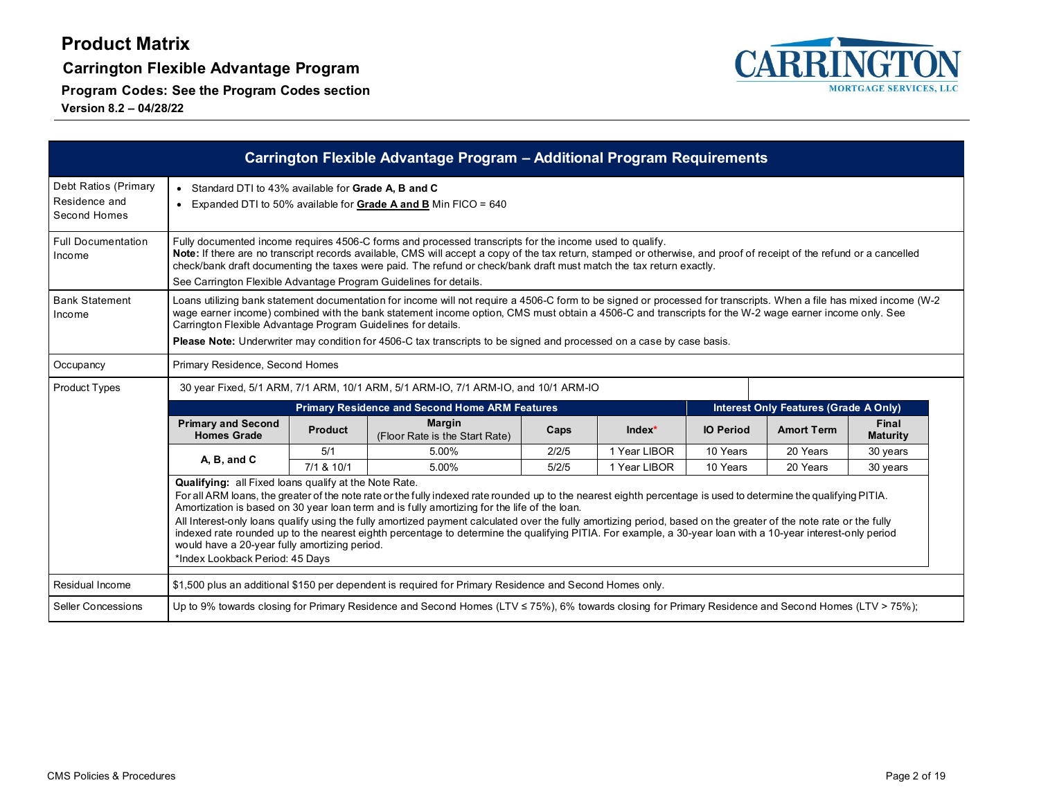# Product Matrix

## Carrington Flexible Advantage Program

**Program Codes: See the Program Codes section**

**Version 8.2 – 04/28/22**

| Carrington Flexible Advantage Program – Additional Program Requirements | |
|---|---|
| Debt Ratios (Primary Residence and Second Homes | • Standard DTI to 43% available for **Grade A, B and C**<br>• Expanded DTI to 50% available for **Grade A and B** Min FICO = 640 |
| Full Documentation Income | Fully documented income requires 4506-C forms and processed transcripts for the income used to qualify.<br>**Note:** If there are no transcript records available, CMS will accept a copy of the tax return, stamped or otherwise, and proof of receipt of the refund or a cancelled check/bank draft documenting the taxes were paid. The refund or check/bank draft must match the tax return exactly.<br>See Carrington Flexible Advantage Program Guidelines for details. |
| Bank Statement Income | Loans utilizing bank statement documentation for income will not require a 4506-C form to be signed or processed for transcripts. When a file has mixed income (W-2 wage earner income) combined with the bank statement income option, CMS must obtain a 4506-C and transcripts for the W-2 wage earner income only. See Carrington Flexible Advantage Program Guidelines for details.<br>**Please Note:** Underwriter may condition for 4506-C tax transcripts to be signed and processed on a case by case basis. |
| Occupancy | Primary Residence, Second Homes |
| Product Types | 30 year Fixed, 5/1 ARM, 7/1 ARM, 10/1 ARM, 5/1 ARM-IO, 7/1 ARM-IO, and 10/1 ARM-IO |

| Primary Residence and Second Home ARM Features | | | | | Interest Only Features (Grade A Only) | | |
|---|---|---|---|---|---|---|---|
| Primary and Second Homes Grade | Product | Margin (Floor Rate is the Start Rate) | Caps | Index* | IO Period | Amort Term | Final Maturity |
| A, B, and C | 5/1 | 5.00% | 2/2/5 | 1 Year LIBOR | 10 Years | 20 Years | 30 years |
| | 7/1 & 10/1 | 5.00% | 5/2/5 | 1 Year LIBOR | 10 Years | 20 Years | 30 years |

**Qualifying:** all Fixed loans qualify at the Note Rate.

For all ARM loans, the greater of the note rate or the fully indexed rate rounded up to the nearest eighth percentage is used to determine the qualifying PITIA. Amortization is based on 30 year loan term and is fully amortizing for the life of the loan.

All Interest-only loans qualify using the fully amortized payment calculated over the fully amortizing period, based on the greater of the note rate or the fully indexed rate rounded up to the nearest eighth percentage to determine the qualifying PITIA. For example, a 30-year loan with a 10-year interest-only period would have a 20-year fully amortizing period.

*Index Lookback Period: 45 Days

| | |
|---|---|
| Residual Income | $1,500 plus an additional $150 per dependent is required for Primary Residence and Second Homes only. |
| Seller Concessions | Up to 9% towards closing for Primary Residence and Second Homes (LTV ≤ 75%), 6% towards closing for Primary Residence and Second Homes (LTV > 75%); |

CMS Policies & Procedures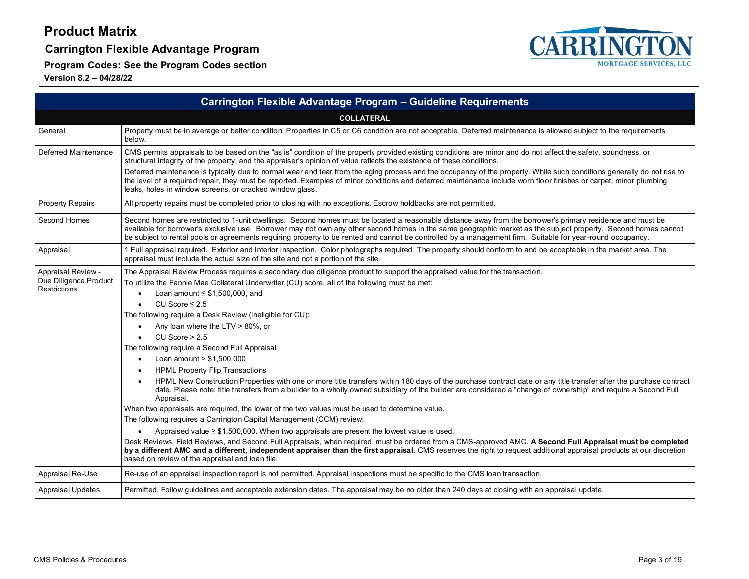# Product Matrix

## Carrington Flexible Advantage Program

**Program Codes: See the Program Codes section**

**Version 8.2 – 04/28/22**

| Carrington Flexible Advantage Program – Guideline Requirements | |
|---|---|
| **COLLATERAL** | |
| General | Property must be in average or better condition. Properties in C5 or C6 condition are not acceptable. Deferred maintenance is allowed subject to the requirements below. |
| Deferred Maintenance | CMS permits appraisals to be based on the "as is" condition of the property provided existing conditions are minor and do not affect the safety, soundness, or structural integrity of the property, and the appraiser's opinion of value reflects the existence of these conditions.<br>Deferred maintenance is typically due to normal wear and tear from the aging process and the occupancy of the property. While such conditions generally do not rise to the level of a required repair, they must be reported. Examples of minor conditions and deferred maintenance include worn floor finishes or carpet, minor plumbing leaks, holes in window screens, or cracked window glass. |
| Property Repairs | All property repairs must be completed prior to closing with no exceptions. Escrow holdbacks are not permitted. |
| Second Homes | Second homes are restricted to 1-unit dwellings. Second homes must be located a reasonable distance away from the borrower's primary residence and must be available for borrower's exclusive use. Borrower may not own any other second homes in the same geographic market as the subject property. Second homes cannot be subject to rental pools or agreements requiring property to be rented and cannot be controlled by a management firm. Suitable for year-round occupancy. |
| Appraisal | 1 Full appraisal required. Exterior and Interior inspection. Color photographs required. The property should conform to and be acceptable in the market area. The appraisal must include the actual size of the site and not a portion of the site. |
| Appraisal Review - Due Diligence Product Restrictions | The Appraisal Review Process requires a secondary due diligence product to support the appraised value for the transaction.<br>To utilize the Fannie Mae Collateral Underwriter (CU) score, all of the following must be met:<br>• Loan amount ≤ $1,500,000, and<br>• CU Score ≤ 2.5<br>The following require a Desk Review (ineligible for CU):<br>• Any loan where the LTV > 80%, or<br>• CU Score > 2.5<br>The following require a Second Full Appraisal:<br>• Loan amount > $1,500,000<br>• HPML Property Flip Transactions<br>• HPML New Construction Properties with one or more title transfers within 180 days of the purchase contract date or any title transfer after the purchase contract date. Please note: title transfers from a builder to a wholly owned subsidiary of the builder are considered a "change of ownership" and require a Second Full Appraisal.<br>When two appraisals are required, the lower of the two values must be used to determine value.<br>The following requires a Carrington Capital Management (CCM) review:<br>• Appraised value ≥ $1,500,000. When two appraisals are present the lowest value is used.<br>Desk Reviews, Field Reviews, and Second Full Appraisals, when required, must be ordered from a CMS-approved AMC. **A Second Full Appraisal must be completed by a different AMC and a different, independent appraiser than the first appraisal.** CMS reserves the right to request additional appraisal products at our discretion based on review of the appraisal and loan file. |
| Appraisal Re-Use | Re-use of an appraisal inspection report is not permitted. Appraisal inspections must be specific to the CMS loan transaction. |
| Appraisal Updates | Permitted. Follow guidelines and acceptable extension dates. The appraisal may be no older than 240 days at closing with an appraisal update. |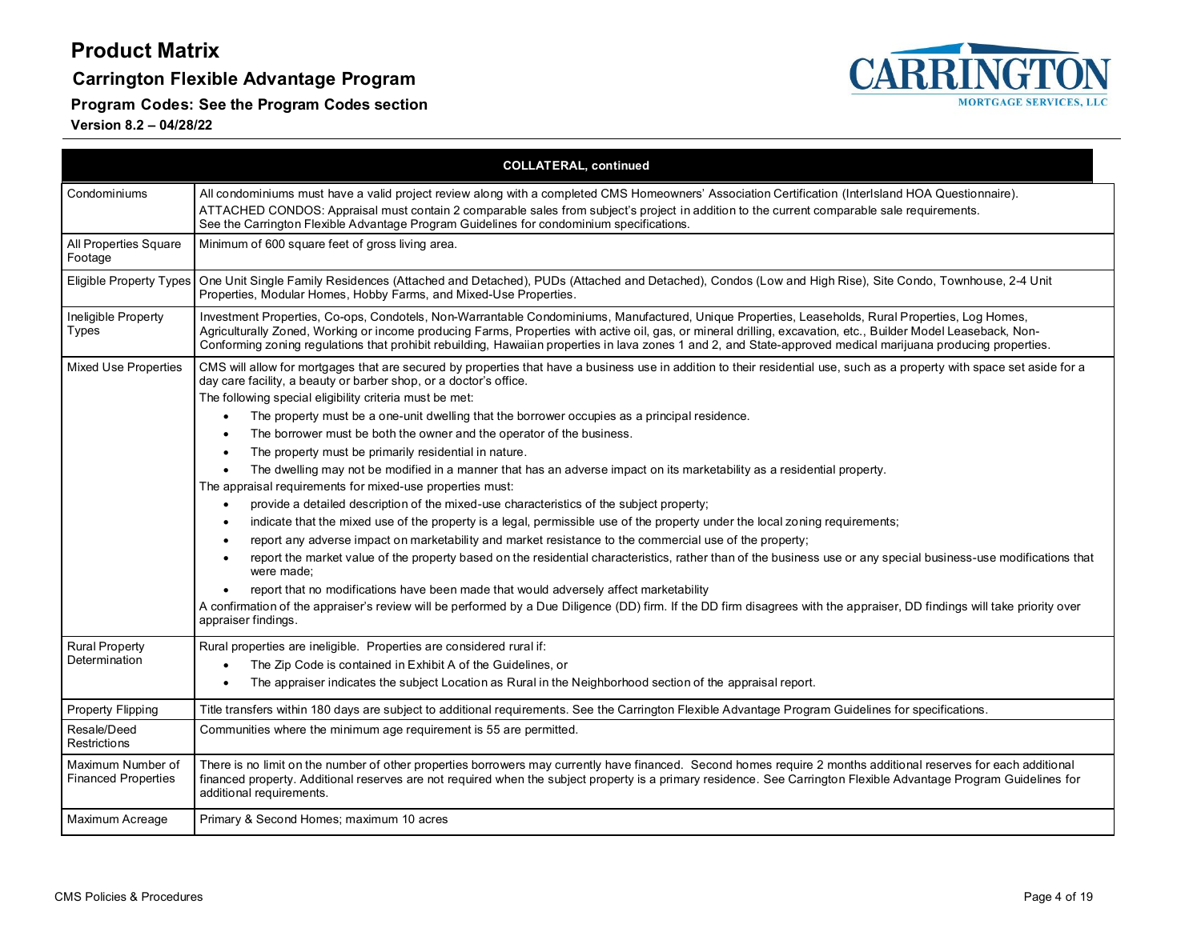# Product Matrix

## Carrington Flexible Advantage Program

**Program Codes: See the Program Codes section**

**Version 8.2 – 04/28/22**

| COLLATERAL, continued | |
|---|---|
| Condominiums | All condominiums must have a valid project review along with a completed CMS Homeowners' Association Certification (InterIsland HOA Questionnaire).<br>ATTACHED CONDOS: Appraisal must contain 2 comparable sales from subject's project in addition to the current comparable sale requirements.<br>See the Carrington Flexible Advantage Program Guidelines for condominium specifications. |
| All Properties Square Footage | Minimum of 600 square feet of gross living area. |
| Eligible Property Types | One Unit Single Family Residences (Attached and Detached), PUDs (Attached and Detached), Condos (Low and High Rise), Site Condo, Townhouse, 2-4 Unit Properties, Modular Homes, Hobby Farms, and Mixed-Use Properties. |
| Ineligible Property Types | Investment Properties, Co-ops, Condotels, Non-Warrantable Condominiums, Manufactured, Unique Properties, Leaseholds, Rural Properties, Log Homes, Agriculturally Zoned, Working or income producing Farms, Properties with active oil, gas, or mineral drilling, excavation, etc., Builder Model Leaseback, Non-Conforming zoning regulations that prohibit rebuilding, Hawaiian properties in lava zones 1 and 2, and State-approved medical marijuana producing properties. |
| Mixed Use Properties | CMS will allow for mortgages that are secured by properties that have a business use in addition to their residential use, such as a property with space set aside for a day care facility, a beauty or barber shop, or a doctor's office.<br>The following special eligibility criteria must be met:<br>• The property must be a one-unit dwelling that the borrower occupies as a principal residence.<br>• The borrower must be both the owner and the operator of the business.<br>• The property must be primarily residential in nature.<br>• The dwelling may not be modified in a manner that has an adverse impact on its marketability as a residential property.<br>The appraisal requirements for mixed-use properties must:<br>• provide a detailed description of the mixed-use characteristics of the subject property;<br>• indicate that the mixed use of the property is a legal, permissible use of the property under the local zoning requirements;<br>• report any adverse impact on marketability and market resistance to the commercial use of the property;<br>• report the market value of the property based on the residential characteristics, rather than of the business use or any special business-use modifications that were made;<br>• report that no modifications have been made that would adversely affect marketability<br>A confirmation of the appraiser's review will be performed by a Due Diligence (DD) firm. If the DD firm disagrees with the appraiser, DD findings will take priority over appraiser findings. |
| Rural Property Determination | Rural properties are ineligible. Properties are considered rural if:<br>• The Zip Code is contained in Exhibit A of the Guidelines, or<br>• The appraiser indicates the subject Location as Rural in the Neighborhood section of the appraisal report. |
| Property Flipping | Title transfers within 180 days are subject to additional requirements. See the Carrington Flexible Advantage Program Guidelines for specifications. |
| Resale/Deed Restrictions | Communities where the minimum age requirement is 55 are permitted. |
| Maximum Number of Financed Properties | There is no limit on the number of other properties borrowers may currently have financed. Second homes require 2 months additional reserves for each additional financed property. Additional reserves are not required when the subject property is a primary residence. See Carrington Flexible Advantage Program Guidelines for additional requirements. |
| Maximum Acreage | Primary & Second Homes; maximum 10 acres |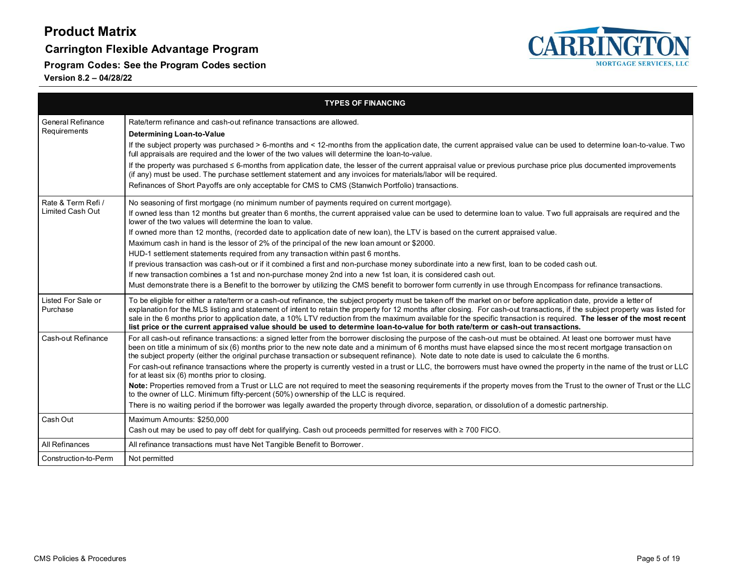# Product Matrix

## Carrington Flexible Advantage Program

**Program Codes: See the Program Codes section**

**Version 8.2 – 04/28/22**

| TYPES OF FINANCING | |
|---|---|
| General Refinance Requirements | Rate/term refinance and cash-out refinance transactions are allowed.<br>**Determining Loan-to-Value**<br>If the subject property was purchased > 6-months and < 12-months from the application date, the current appraised value can be used to determine loan-to-value. Two full appraisals are required and the lower of the two values will determine the loan-to-value.<br>If the property was purchased ≤ 6-months from application date, the lesser of the current appraisal value or previous purchase price plus documented improvements (if any) must be used. The purchase settlement statement and any invoices for materials/labor will be required.<br>Refinances of Short Payoffs are only acceptable for CMS to CMS (Stanwich Portfolio) transactions. |
| Rate & Term Refi / Limited Cash Out | No seasoning of first mortgage (no minimum number of payments required on current mortgage).<br>If owned less than 12 months but greater than 6 months, the current appraised value can be used to determine loan to value. Two full appraisals are required and the lower of the two values will determine the loan to value.<br>If owned more than 12 months, (recorded date to application date of new loan), the LTV is based on the current appraised value.<br>Maximum cash in hand is the lessor of 2% of the principal of the new loan amount or $2000.<br>HUD-1 settlement statements required from any transaction within past 6 months.<br>If previous transaction was cash-out or if it combined a first and non-purchase money subordinate into a new first, loan to be coded cash out.<br>If new transaction combines a 1st and non-purchase money 2nd into a new 1st loan, it is considered cash out.<br>Must demonstrate there is a Benefit to the borrower by utilizing the CMS benefit to borrower form currently in use through Encompass for refinance transactions. |
| Listed For Sale or Purchase | To be eligible for either a rate/term or a cash-out refinance, the subject property must be taken off the market on or before application date, provide a letter of explanation for the MLS listing and statement of intent to retain the property for 12 months after closing. For cash-out transactions, if the subject property was listed for sale in the 6 months prior to application date, a 10% LTV reduction from the maximum available for the specific transaction is required. **The lesser of the most recent list price or the current appraised value should be used to determine loan-to-value for both rate/term or cash-out transactions.** |
| Cash-out Refinance | For all cash-out refinance transactions: a signed letter from the borrower disclosing the purpose of the cash-out must be obtained. At least one borrower must have been on title a minimum of six (6) months prior to the new note date and a minimum of 6 months must have elapsed since the most recent mortgage transaction on the subject property (either the original purchase transaction or subsequent refinance). Note date to note date is used to calculate the 6 months.<br>For cash-out refinance transactions where the property is currently vested in a trust or LLC, the borrowers must have owned the property in the name of the trust or LLC for at least six (6) months prior to closing.<br>**Note:** Properties removed from a Trust or LLC are not required to meet the seasoning requirements if the property moves from the Trust to the owner of Trust or the LLC to the owner of LLC. Minimum fifty-percent (50%) ownership of the LLC is required.<br>There is no waiting period if the borrower was legally awarded the property through divorce, separation, or dissolution of a domestic partnership. |
| Cash Out | Maximum Amounts: $250,000<br>Cash out may be used to pay off debt for qualifying. Cash out proceeds permitted for reserves with ≥ 700 FICO. |
| All Refinances | All refinance transactions must have Net Tangible Benefit to Borrower. |
| Construction-to-Perm | Not permitted |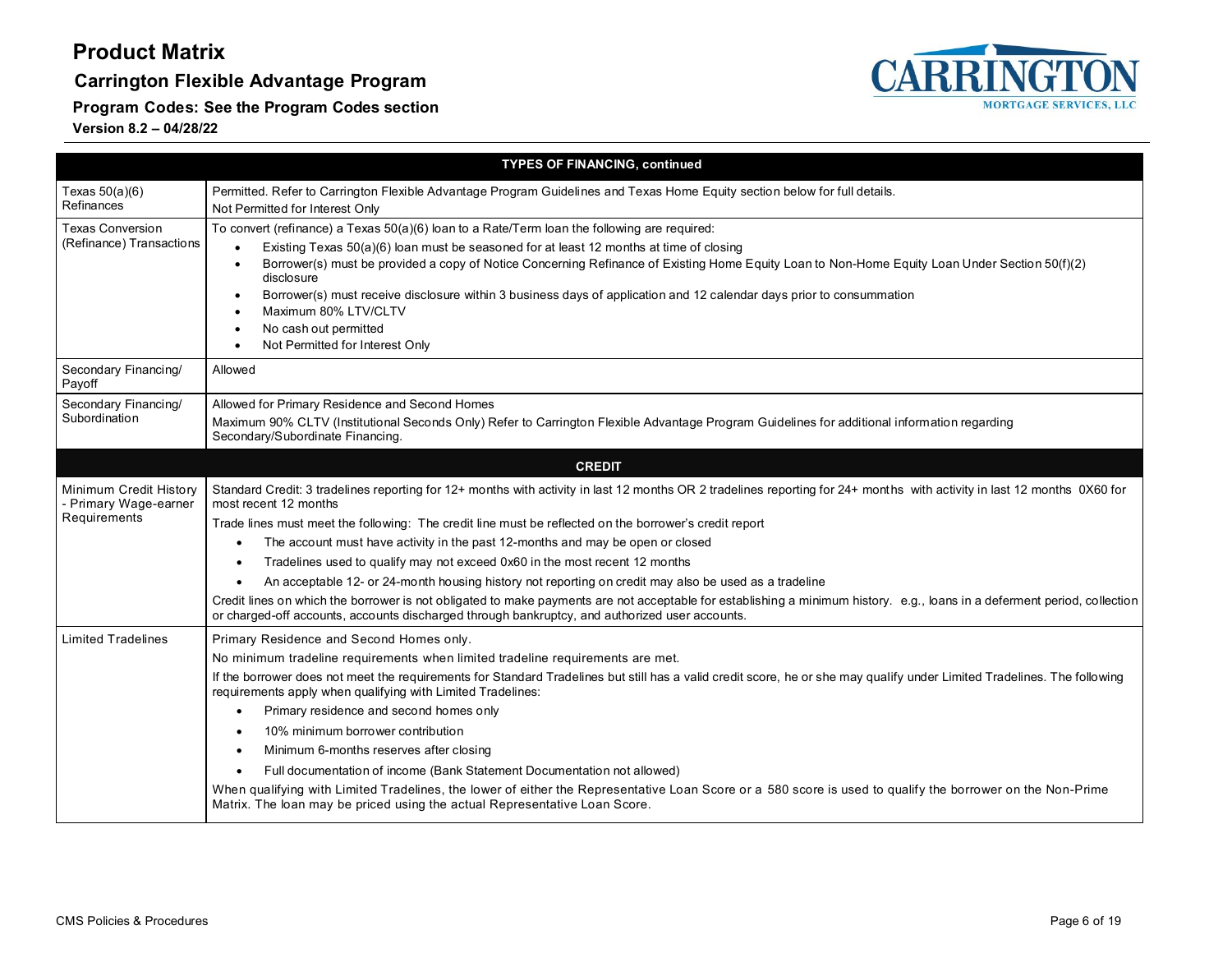# Product Matrix

## Carrington Flexible Advantage Program

**Program Codes: See the Program Codes section**

**Version 8.2 – 04/28/22**

| TYPES OF FINANCING, continued | |
|---|---|
| Texas 50(a)(6) Refinances | Permitted. Refer to Carrington Flexible Advantage Program Guidelines and Texas Home Equity section below for full details.<br>Not Permitted for Interest Only |
| Texas Conversion (Refinance) Transactions | To convert (refinance) a Texas 50(a)(6) loan to a Rate/Term loan the following are required:<br>• Existing Texas 50(a)(6) loan must be seasoned for at least 12 months at time of closing<br>• Borrower(s) must be provided a copy of Notice Concerning Refinance of Existing Home Equity Loan to Non-Home Equity Loan Under Section 50(f)(2) disclosure<br>• Borrower(s) must receive disclosure within 3 business days of application and 12 calendar days prior to consummation<br>• Maximum 80% LTV/CLTV<br>• No cash out permitted<br>• Not Permitted for Interest Only |
| Secondary Financing/ Payoff | Allowed |
| Secondary Financing/ Subordination | Allowed for Primary Residence and Second Homes<br>Maximum 90% CLTV (Institutional Seconds Only) Refer to Carrington Flexible Advantage Program Guidelines for additional information regarding Secondary/Subordinate Financing. |
| **CREDIT** | |
| Minimum Credit History - Primary Wage-earner Requirements | Standard Credit: 3 tradelines reporting for 12+ months with activity in last 12 months OR 2 tradelines reporting for 24+ months with activity in last 12 months 0X60 for most recent 12 months<br>Trade lines must meet the following: The credit line must be reflected on the borrower's credit report<br>• The account must have activity in the past 12-months and may be open or closed<br>• Tradelines used to qualify may not exceed 0x60 in the most recent 12 months<br>• An acceptable 12- or 24-month housing history not reporting on credit may also be used as a tradeline<br>Credit lines on which the borrower is not obligated to make payments are not acceptable for establishing a minimum history. e.g., loans in a deferment period, collection or charged-off accounts, accounts discharged through bankruptcy, and authorized user accounts. |
| Limited Tradelines | Primary Residence and Second Homes only.<br>No minimum tradeline requirements when limited tradeline requirements are met.<br>If the borrower does not meet the requirements for Standard Tradelines but still has a valid credit score, he or she may qualify under Limited Tradelines. The following requirements apply when qualifying with Limited Tradelines:<br>• Primary residence and second homes only<br>• 10% minimum borrower contribution<br>• Minimum 6-months reserves after closing<br>• Full documentation of income (Bank Statement Documentation not allowed)<br>When qualifying with Limited Tradelines, the lower of either the Representative Loan Score or a 580 score is used to qualify the borrower on the Non-Prime Matrix. The loan may be priced using the actual Representative Loan Score. |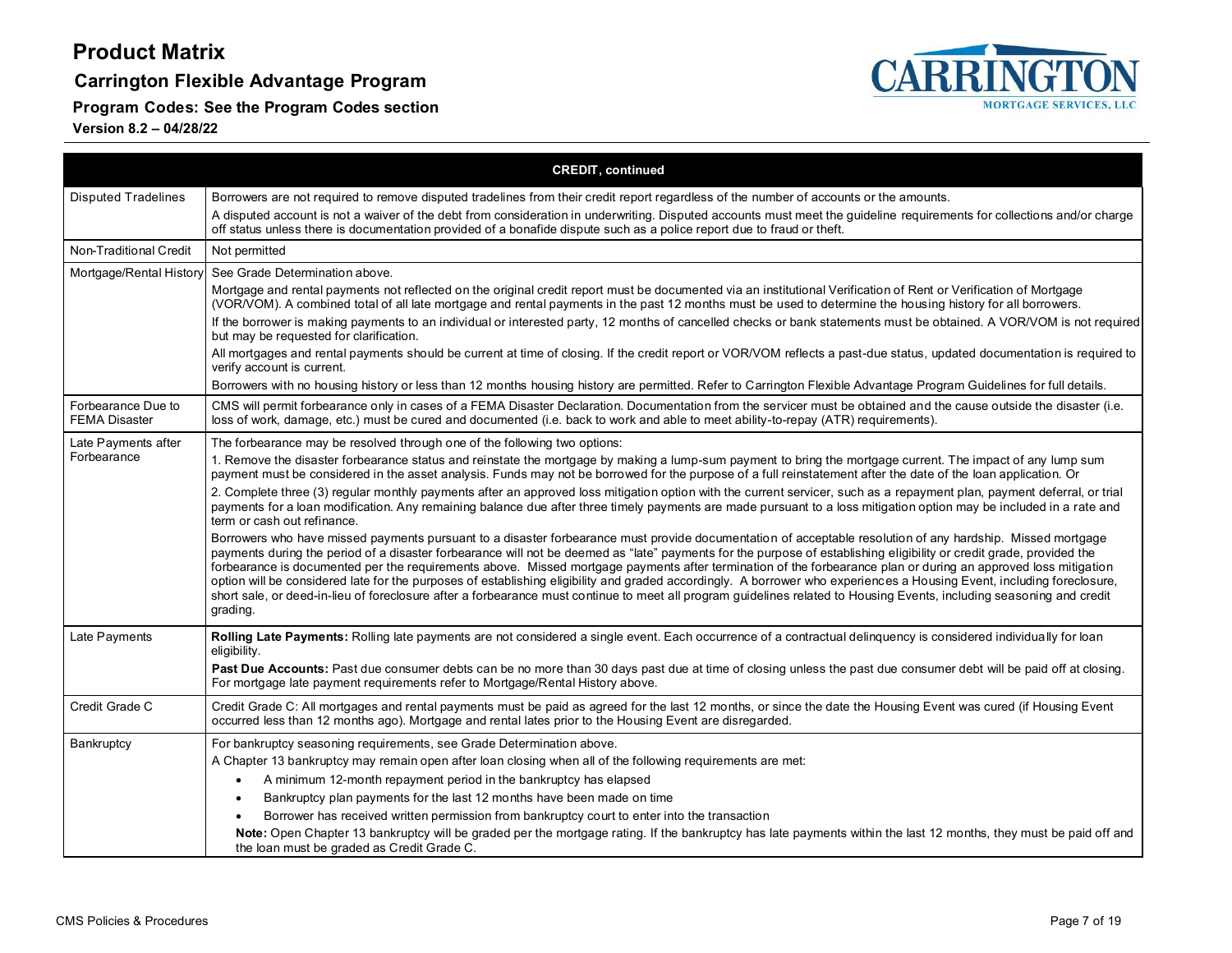# Product Matrix

## Carrington Flexible Advantage Program

**Program Codes: See the Program Codes section**

**Version 8.2 – 04/28/22**

| CREDIT, continued | |
|---|---|
| Disputed Tradelines | Borrowers are not required to remove disputed tradelines from their credit report regardless of the number of accounts or the amounts.<br>A disputed account is not a waiver of the debt from consideration in underwriting. Disputed accounts must meet the guideline requirements for collections and/or charge off status unless there is documentation provided of a bonafide dispute such as a police report due to fraud or theft. |
| Non-Traditional Credit | Not permitted |
| Mortgage/Rental History | See Grade Determination above.<br>Mortgage and rental payments not reflected on the original credit report must be documented via an institutional Verification of Rent or Verification of Mortgage (VOR/VOM). A combined total of all late mortgage and rental payments in the past 12 months must be used to determine the housing history for all borrowers.<br>If the borrower is making payments to an individual or interested party, 12 months of cancelled checks or bank statements must be obtained. A VOR/VOM is not required but may be requested for clarification.<br>All mortgages and rental payments should be current at time of closing. If the credit report or VOR/VOM reflects a past-due status, updated documentation is required to verify account is current.<br>Borrowers with no housing history or less than 12 months housing history are permitted. Refer to Carrington Flexible Advantage Program Guidelines for full details. |
| Forbearance Due to FEMA Disaster | CMS will permit forbearance only in cases of a FEMA Disaster Declaration. Documentation from the servicer must be obtained and the cause outside the disaster (i.e. loss of work, damage, etc.) must be cured and documented (i.e. back to work and able to meet ability-to-repay (ATR) requirements). |
| Late Payments after Forbearance | The forbearance may be resolved through one of the following two options:<br>1. Remove the disaster forbearance status and reinstate the mortgage by making a lump-sum payment to bring the mortgage current. The impact of any lump sum payment must be considered in the asset analysis. Funds may not be borrowed for the purpose of a full reinstatement after the date of the loan application. Or<br>2. Complete three (3) regular monthly payments after an approved loss mitigation option with the current servicer, such as a repayment plan, payment deferral, or trial payments for a loan modification. Any remaining balance due after three timely payments are made pursuant to a loss mitigation option may be included in a rate and term or cash out refinance.<br>Borrowers who have missed payments pursuant to a disaster forbearance must provide documentation of acceptable resolution of any hardship. Missed mortgage payments during the period of a disaster forbearance will not be deemed as "late" payments for the purpose of establishing eligibility or credit grade, provided the forbearance is documented per the requirements above. Missed mortgage payments after termination of the forbearance plan or during an approved loss mitigation option will be considered late for the purposes of establishing eligibility and graded accordingly. A borrower who experiences a Housing Event, including foreclosure, short sale, or deed-in-lieu of foreclosure after a forbearance must continue to meet all program guidelines related to Housing Events, including seasoning and credit grading. |
| Late Payments | **Rolling Late Payments:** Rolling late payments are not considered a single event. Each occurrence of a contractual delinquency is considered individually for loan eligibility.<br>**Past Due Accounts:** Past due consumer debts can be no more than 30 days past due at time of closing unless the past due consumer debt will be paid off at closing. For mortgage late payment requirements refer to Mortgage/Rental History above. |
| Credit Grade C | Credit Grade C: All mortgages and rental payments must be paid as agreed for the last 12 months, or since the date the Housing Event was cured (if Housing Event occurred less than 12 months ago). Mortgage and rental lates prior to the Housing Event are disregarded. |
| Bankruptcy | For bankruptcy seasoning requirements, see Grade Determination above.<br>A Chapter 13 bankruptcy may remain open after loan closing when all of the following requirements are met:<br>• A minimum 12-month repayment period in the bankruptcy has elapsed<br>• Bankruptcy plan payments for the last 12 months have been made on time<br>• Borrower has received written permission from bankruptcy court to enter into the transaction<br>**Note:** Open Chapter 13 bankruptcy will be graded per the mortgage rating. If the bankruptcy has late payments within the last 12 months, they must be paid off and the loan must be graded as Credit Grade C. |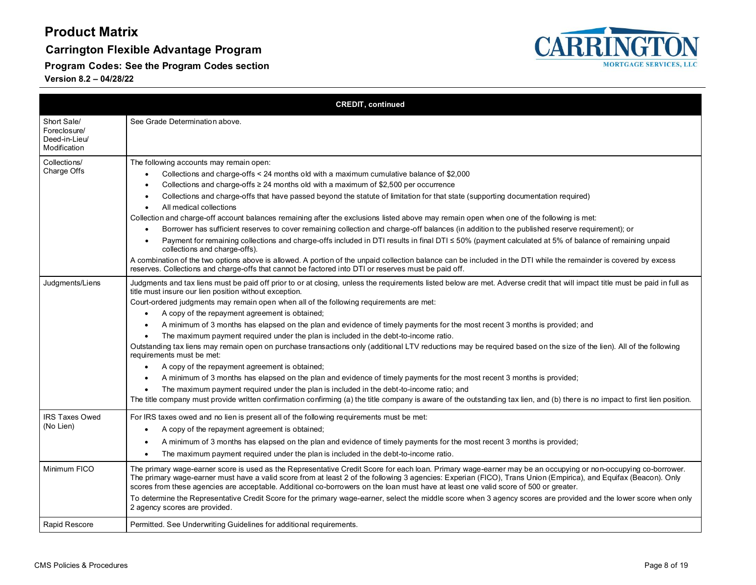# Product Matrix

## Carrington Flexible Advantage Program

**Program Codes: See the Program Codes section**

**Version 8.2 – 04/28/22**

| CREDIT, continued | |
|---|---|
| Short Sale/ Foreclosure/ Deed-in-Lieu/ Modification | See Grade Determination above. |
| Collections/ Charge Offs | The following accounts may remain open:<br>• Collections and charge-offs < 24 months old with a maximum cumulative balance of $2,000<br>• Collections and charge-offs ≥ 24 months old with a maximum of $2,500 per occurrence<br>• Collections and charge-offs that have passed beyond the statute of limitation for that state (supporting documentation required)<br>• All medical collections<br>Collection and charge-off account balances remaining after the exclusions listed above may remain open when one of the following is met:<br>• Borrower has sufficient reserves to cover remaining collection and charge-off balances (in addition to the published reserve requirement); or<br>• Payment for remaining collections and charge-offs included in DTI results in final DTI ≤ 50% (payment calculated at 5% of balance of remaining unpaid collections and charge-offs).<br>A combination of the two options above is allowed. A portion of the unpaid collection balance can be included in the DTI while the remainder is covered by excess reserves. Collections and charge-offs that cannot be factored into DTI or reserves must be paid off. |
| Judgments/Liens | Judgments and tax liens must be paid off prior to or at closing, unless the requirements listed below are met. Adverse credit that will impact title must be paid in full as title must insure our lien position without exception.<br>Court-ordered judgments may remain open when all of the following requirements are met:<br>• A copy of the repayment agreement is obtained;<br>• A minimum of 3 months has elapsed on the plan and evidence of timely payments for the most recent 3 months is provided; and<br>• The maximum payment required under the plan is included in the debt-to-income ratio.<br>Outstanding tax liens may remain open on purchase transactions only (additional LTV reductions may be required based on the size of the lien). All of the following requirements must be met:<br>• A copy of the repayment agreement is obtained;<br>• A minimum of 3 months has elapsed on the plan and evidence of timely payments for the most recent 3 months is provided;<br>• The maximum payment required under the plan is included in the debt-to-income ratio; and<br>The title company must provide written confirmation confirming (a) the title company is aware of the outstanding tax lien, and (b) there is no impact to first lien position. |
| IRS Taxes Owed (No Lien) | For IRS taxes owed and no lien is present all of the following requirements must be met:<br>• A copy of the repayment agreement is obtained;<br>• A minimum of 3 months has elapsed on the plan and evidence of timely payments for the most recent 3 months is provided;<br>• The maximum payment required under the plan is included in the debt-to-income ratio. |
| Minimum FICO | The primary wage-earner score is used as the Representative Credit Score for each loan. Primary wage-earner may be an occupying or non-occupying co-borrower. The primary wage-earner must have a valid score from at least 2 of the following 3 agencies: Experian (FICO), Trans Union (Empirica), and Equifax (Beacon). Only scores from these agencies are acceptable. Additional co-borrowers on the loan must have at least one valid score of 500 or greater.<br>To determine the Representative Credit Score for the primary wage-earner, select the middle score when 3 agency scores are provided and the lower score when only 2 agency scores are provided. |
| Rapid Rescore | Permitted. See Underwriting Guidelines for additional requirements. |

CMS Policies & Procedures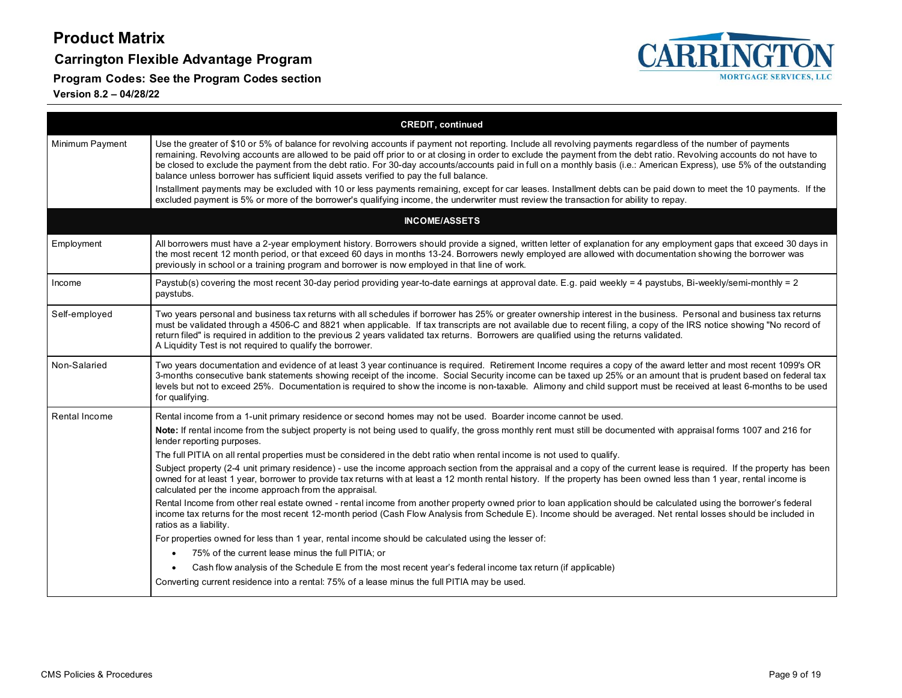# Product Matrix

## Carrington Flexible Advantage Program

**Program Codes: See the Program Codes section**

**Version 8.2 – 04/28/22**

| CREDIT, continued | |
|---|---|
| Minimum Payment | Use the greater of $10 or 5% of balance for revolving accounts if payment not reporting. Include all revolving payments regardless of the number of payments remaining. Revolving accounts are allowed to be paid off prior to or at closing in order to exclude the payment from the debt ratio. Revolving accounts do not have to be closed to exclude the payment from the debt ratio. For 30-day accounts/accounts paid in full on a monthly basis (i.e.: American Express), use 5% of the outstanding balance unless borrower has sufficient liquid assets verified to pay the full balance.<br><br>Installment payments may be excluded with 10 or less payments remaining, except for car leases. Installment debts can be paid down to meet the 10 payments. If the excluded payment is 5% or more of the borrower's qualifying income, the underwriter must review the transaction for ability to repay. |
| **INCOME/ASSETS** | |
| Employment | All borrowers must have a 2-year employment history. Borrowers should provide a signed, written letter of explanation for any employment gaps that exceed 30 days in the most recent 12 month period, or that exceed 60 days in months 13-24. Borrowers newly employed are allowed with documentation showing the borrower was previously in school or a training program and borrower is now employed in that line of work. |
| Income | Paystub(s) covering the most recent 30-day period providing year-to-date earnings at approval date. E.g. paid weekly = 4 paystubs, Bi-weekly/semi-monthly = 2 paystubs. |
| Self-employed | Two years personal and business tax returns with all schedules if borrower has 25% or greater ownership interest in the business. Personal and business tax returns must be validated through a 4506-C and 8821 when applicable. If tax transcripts are not available due to recent filing, a copy of the IRS notice showing "No record of return filed" is required in addition to the previous 2 years validated tax returns. Borrowers are qualified using the returns validated.<br>A Liquidity Test is not required to qualify the borrower. |
| Non-Salaried | Two years documentation and evidence of at least 3 year continuance is required. Retirement Income requires a copy of the award letter and most recent 1099's OR 3-months consecutive bank statements showing receipt of the income. Social Security income can be taxed up 25% or an amount that is prudent based on federal tax levels but not to exceed 25%. Documentation is required to show the income is non-taxable. Alimony and child support must be received at least 6-months to be used for qualifying. |
| Rental Income | Rental income from a 1-unit primary residence or second homes may not be used. Boarder income cannot be used.<br><br>**Note:** If rental income from the subject property is not being used to qualify, the gross monthly rent must still be documented with appraisal forms 1007 and 216 for lender reporting purposes.<br><br>The full PITIA on all rental properties must be considered in the debt ratio when rental income is not used to qualify.<br><br>Subject property (2-4 unit primary residence) - use the income approach section from the appraisal and a copy of the current lease is required. If the property has been owned for at least 1 year, borrower to provide tax returns with at least a 12 month rental history. If the property has been owned less than 1 year, rental income is calculated per the income approach from the appraisal.<br><br>Rental Income from other real estate owned - rental income from another property owned prior to loan application should be calculated using the borrower's federal income tax returns for the most recent 12-month period (Cash Flow Analysis from Schedule E). Income should be averaged. Net rental losses should be included in ratios as a liability.<br><br>For properties owned for less than 1 year, rental income should be calculated using the lesser of:<br>• 75% of the current lease minus the full PITIA; or<br>• Cash flow analysis of the Schedule E from the most recent year's federal income tax return (if applicable)<br><br>Converting current residence into a rental: 75% of a lease minus the full PITIA may be used. |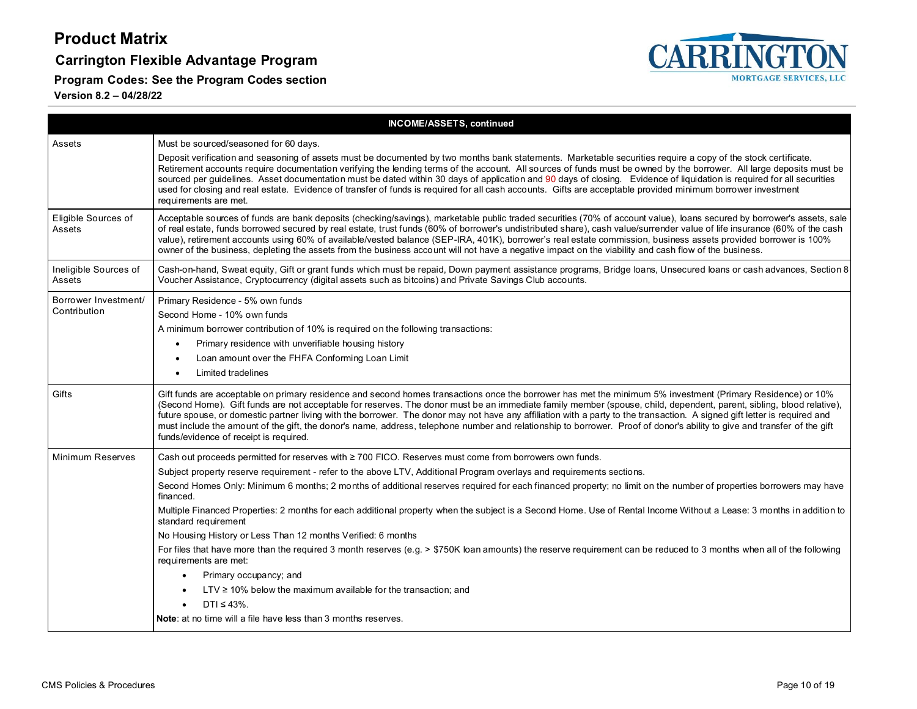# Product Matrix

## Carrington Flexible Advantage Program

### Program Codes: See the Program Codes section

**Version 8.2 – 04/28/22**

| INCOME/ASSETS, continued | |
|---|---|
| Assets | Must be sourced/seasoned for 60 days.<br><br>Deposit verification and seasoning of assets must be documented by two months bank statements. Marketable securities require a copy of the stock certificate. Retirement accounts require documentation verifying the lending terms of the account. All sources of funds must be owned by the borrower. All large deposits must be sourced per guidelines. Asset documentation must be dated within 30 days of application and 90 days of closing. Evidence of liquidation is required for all securities used for closing and real estate. Evidence of transfer of funds is required for all cash accounts. Gifts are acceptable provided minimum borrower investment requirements are met. |
| Eligible Sources of Assets | Acceptable sources of funds are bank deposits (checking/savings), marketable public traded securities (70% of account value), loans secured by borrower's assets, sale of real estate, funds borrowed secured by real estate, trust funds (60% of borrower's undistributed share), cash value/surrender value of life insurance (60% of the cash value), retirement accounts using 60% of available/vested balance (SEP-IRA, 401K), borrower's real estate commission, business assets provided borrower is 100% owner of the business, depleting the assets from the business account will not have a negative impact on the viability and cash flow of the business. |
| Ineligible Sources of Assets | Cash-on-hand, Sweat equity, Gift or grant funds which must be repaid, Down payment assistance programs, Bridge loans, Unsecured loans or cash advances, Section 8 Voucher Assistance, Cryptocurrency (digital assets such as bitcoins) and Private Savings Club accounts. |
| Borrower Investment/ Contribution | Primary Residence - 5% own funds<br><br>Second Home - 10% own funds<br><br>A minimum borrower contribution of 10% is required on the following transactions:<br>• Primary residence with unverifiable housing history<br>• Loan amount over the FHFA Conforming Loan Limit<br>• Limited tradelines |
| Gifts | Gift funds are acceptable on primary residence and second homes transactions once the borrower has met the minimum 5% investment (Primary Residence) or 10% (Second Home). Gift funds are not acceptable for reserves. The donor must be an immediate family member (spouse, child, dependent, parent, sibling, blood relative), future spouse, or domestic partner living with the borrower. The donor may not have any affiliation with a party to the transaction. A signed gift letter is required and must include the amount of the gift, the donor's name, address, telephone number and relationship to borrower. Proof of donor's ability to give and transfer of the gift funds/evidence of receipt is required. |
| Minimum Reserves | Cash out proceeds permitted for reserves with ≥ 700 FICO. Reserves must come from borrowers own funds.<br><br>Subject property reserve requirement - refer to the above LTV, Additional Program overlays and requirements sections.<br><br>Second Homes Only: Minimum 6 months; 2 months of additional reserves required for each financed property; no limit on the number of properties borrowers may have financed.<br><br>Multiple Financed Properties: 2 months for each additional property when the subject is a Second Home. Use of Rental Income Without a Lease: 3 months in addition to standard requirement<br><br>No Housing History or Less Than 12 months Verified: 6 months<br><br>For files that have more than the required 3 month reserves (e.g. > $750K loan amounts) the reserve requirement can be reduced to 3 months when all of the following requirements are met:<br>• Primary occupancy; and<br>• LTV ≥ 10% below the maximum available for the transaction; and<br>• DTI ≤ 43%.<br><br>**Note**: at no time will a file have less than 3 months reserves. |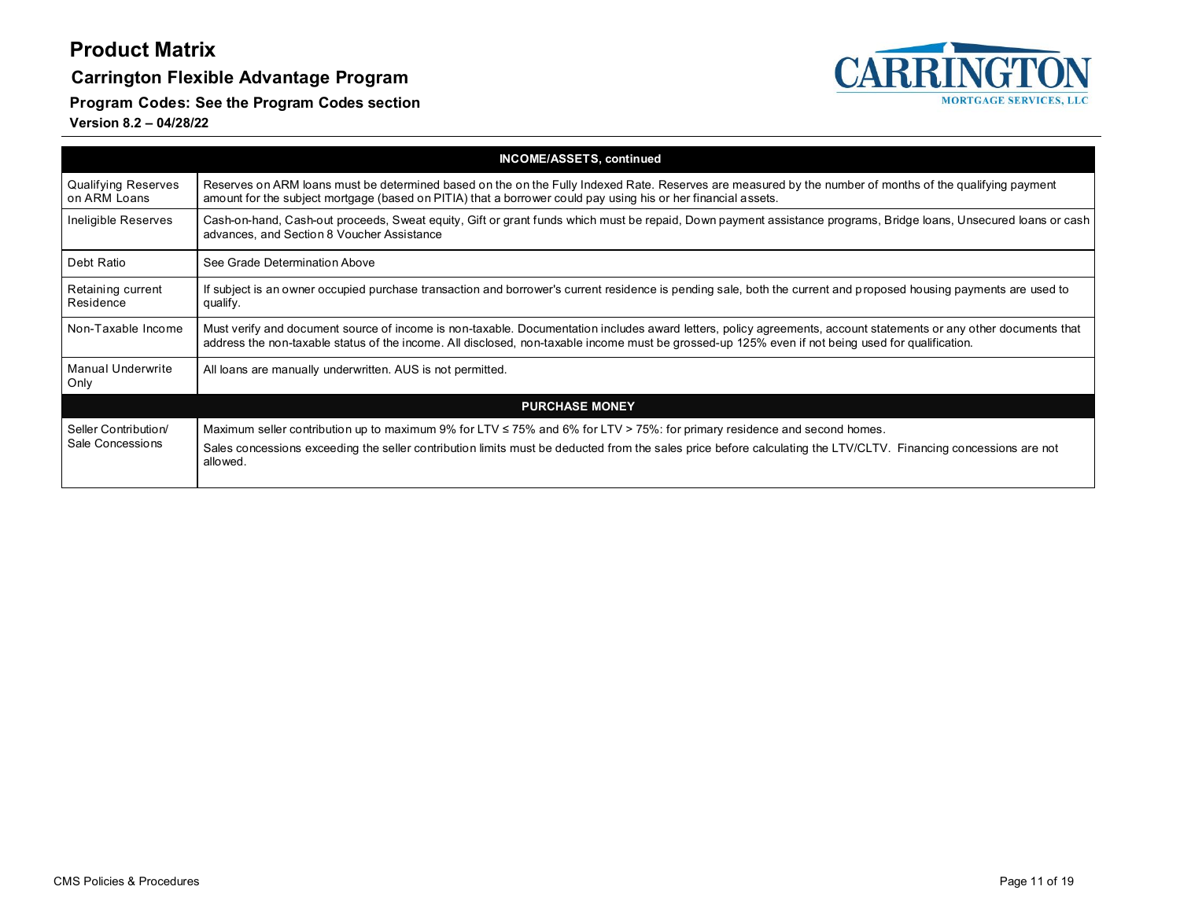# Product Matrix

## Carrington Flexible Advantage Program

### Program Codes: See the Program Codes section

**Version 8.2 – 04/28/22**

| INCOME/ASSETS, continued | |
|---|---|
| Qualifying Reserves on ARM Loans | Reserves on ARM loans must be determined based on the on the Fully Indexed Rate. Reserves are measured by the number of months of the qualifying payment amount for the subject mortgage (based on PITIA) that a borrower could pay using his or her financial assets. |
| Ineligible Reserves | Cash-on-hand, Cash-out proceeds, Sweat equity, Gift or grant funds which must be repaid, Down payment assistance programs, Bridge loans, Unsecured loans or cash advances, and Section 8 Voucher Assistance |
| Debt Ratio | See Grade Determination Above |
| Retaining current Residence | If subject is an owner occupied purchase transaction and borrower's current residence is pending sale, both the current and proposed housing payments are used to qualify. |
| Non-Taxable Income | Must verify and document source of income is non-taxable. Documentation includes award letters, policy agreements, account statements or any other documents that address the non-taxable status of the income. All disclosed, non-taxable income must be grossed-up 125% even if not being used for qualification. |
| Manual Underwrite Only | All loans are manually underwritten. AUS is not permitted. |
| **PURCHASE MONEY** | |
| Seller Contribution/ Sale Concessions | Maximum seller contribution up to maximum 9% for LTV ≤ 75% and 6% for LTV > 75%: for primary residence and second homes.<br>Sales concessions exceeding the seller contribution limits must be deducted from the sales price before calculating the LTV/CLTV. Financing concessions are not allowed. |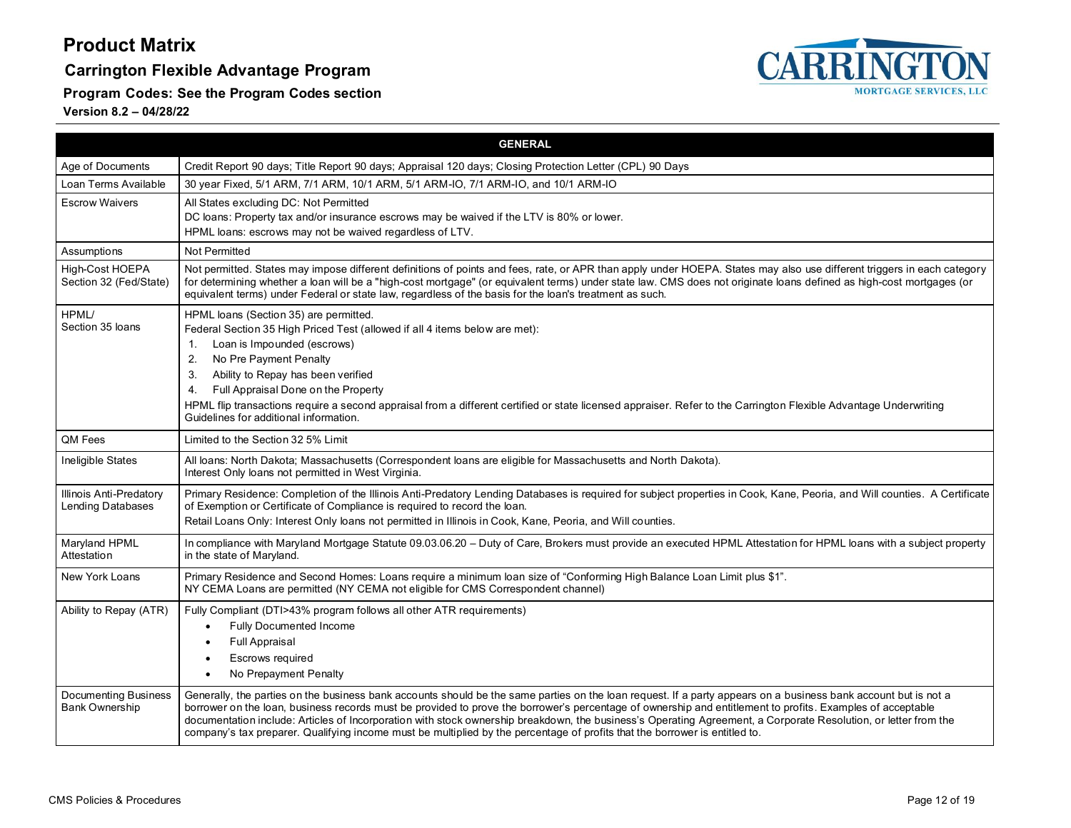# Product Matrix

## Carrington Flexible Advantage Program

**Program Codes: See the Program Codes section**

**Version 8.2 – 04/28/22**

| GENERAL | |
|---|---|
| Age of Documents | Credit Report 90 days; Title Report 90 days; Appraisal 120 days; Closing Protection Letter (CPL) 90 Days |
| Loan Terms Available | 30 year Fixed, 5/1 ARM, 7/1 ARM, 10/1 ARM, 5/1 ARM-IO, 7/1 ARM-IO, and 10/1 ARM-IO |
| Escrow Waivers | All States excluding DC: Not Permitted<br>DC loans: Property tax and/or insurance escrows may be waived if the LTV is 80% or lower.<br>HPML loans: escrows may not be waived regardless of LTV. |
| Assumptions | Not Permitted |
| High-Cost HOEPA Section 32 (Fed/State) | Not permitted. States may impose different definitions of points and fees, rate, or APR than apply under HOEPA. States may also use different triggers in each category for determining whether a loan will be a "high-cost mortgage" (or equivalent terms) under state law. CMS does not originate loans defined as high-cost mortgages (or equivalent terms) under Federal or state law, regardless of the basis for the loan's treatment as such. |
| HPML/ Section 35 loans | HPML loans (Section 35) are permitted.<br>Federal Section 35 High Priced Test (allowed if all 4 items below are met):<br>1. Loan is Impounded (escrows)<br>2. No Pre Payment Penalty<br>3. Ability to Repay has been verified<br>4. Full Appraisal Done on the Property<br>HPML flip transactions require a second appraisal from a different certified or state licensed appraiser. Refer to the Carrington Flexible Advantage Underwriting Guidelines for additional information. |
| QM Fees | Limited to the Section 32 5% Limit |
| Ineligible States | All loans: North Dakota; Massachusetts (Correspondent loans are eligible for Massachusetts and North Dakota).<br>Interest Only loans not permitted in West Virginia. |
| Illinois Anti-Predatory Lending Databases | Primary Residence: Completion of the Illinois Anti-Predatory Lending Databases is required for subject properties in Cook, Kane, Peoria, and Will counties. A Certificate of Exemption or Certificate of Compliance is required to record the loan.<br>Retail Loans Only: Interest Only loans not permitted in Illinois in Cook, Kane, Peoria, and Will counties. |
| Maryland HPML Attestation | In compliance with Maryland Mortgage Statute 09.03.06.20 – Duty of Care, Brokers must provide an executed HPML Attestation for HPML loans with a subject property in the state of Maryland. |
| New York Loans | Primary Residence and Second Homes: Loans require a minimum loan size of "Conforming High Balance Loan Limit plus $1".<br>NY CEMA Loans are permitted (NY CEMA not eligible for CMS Correspondent channel) |
| Ability to Repay (ATR) | Fully Compliant (DTI>43% program follows all other ATR requirements)<br>• Fully Documented Income<br>• Full Appraisal<br>• Escrows required<br>• No Prepayment Penalty |
| Documenting Business Bank Ownership | Generally, the parties on the business bank accounts should be the same parties on the loan request. If a party appears on a business bank account but is not a borrower on the loan, business records must be provided to prove the borrower's percentage of ownership and entitlement to profits. Examples of acceptable documentation include: Articles of Incorporation with stock ownership breakdown, the business's Operating Agreement, a Corporate Resolution, or letter from the company's tax preparer. Qualifying income must be multiplied by the percentage of profits that the borrower is entitled to. |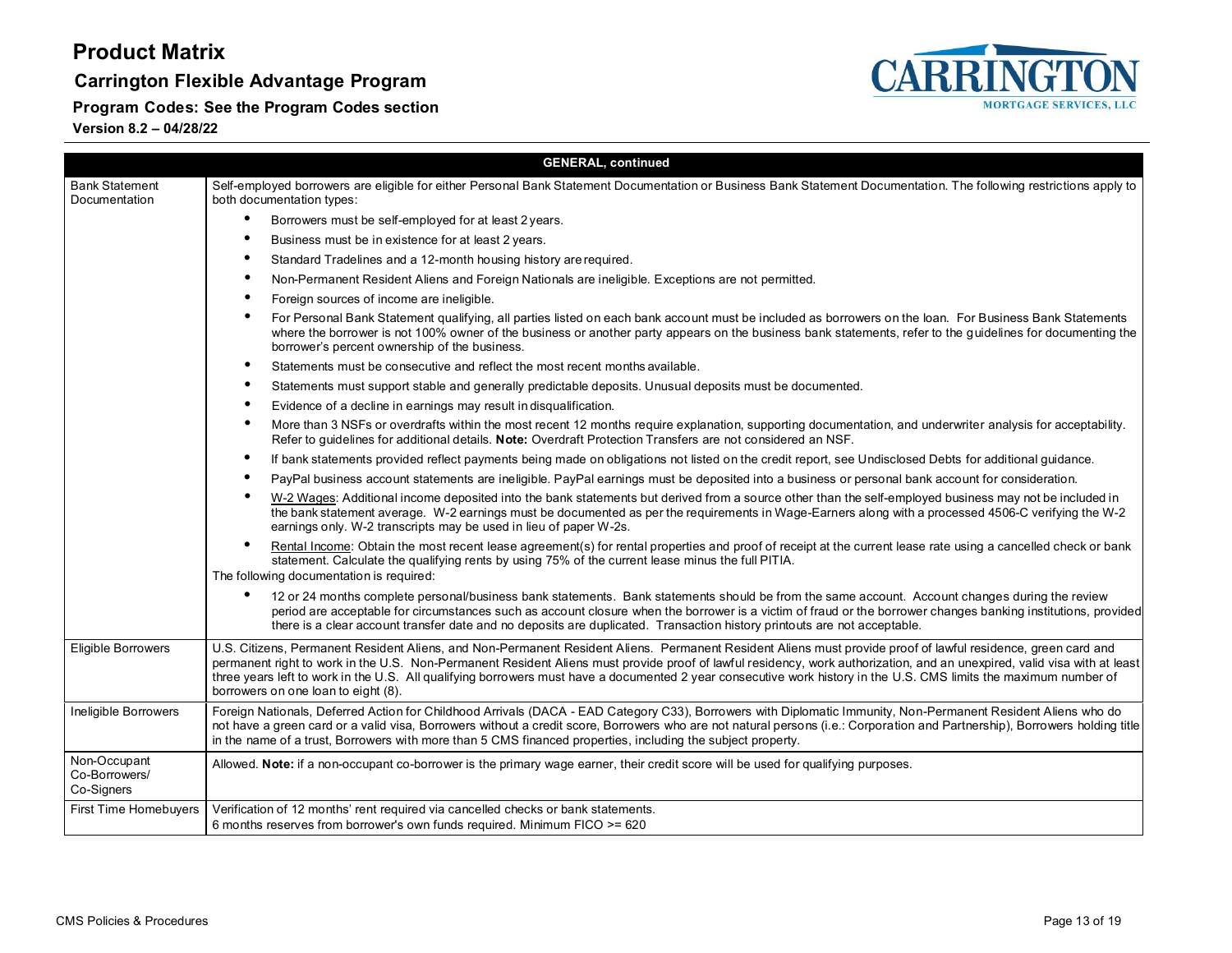| GENERAL, continued | |
|---|---|
| Bank Statement Documentation | Self-employed borrowers are eligible for either Personal Bank Statement Documentation or Business Bank Statement Documentation. The following restrictions apply to both documentation types:<br>• Borrowers must be self-employed for at least 2 years.<br>• Business must be in existence for at least 2 years.<br>• Standard Tradelines and a 12-month housing history are required.<br>• Non-Permanent Resident Aliens and Foreign Nationals are ineligible. Exceptions are not permitted.<br>• Foreign sources of income are ineligible.<br>• For Personal Bank Statement qualifying, all parties listed on each bank account must be included as borrowers on the loan. For Business Bank Statements where the borrower is not 100% owner of the business or another party appears on the business bank statements, refer to the guidelines for documenting the borrower's percent ownership of the business.<br>• Statements must be consecutive and reflect the most recent months available.<br>• Statements must support stable and generally predictable deposits. Unusual deposits must be documented.<br>• Evidence of a decline in earnings may result in disqualification.<br>• More than 3 NSFs or overdrafts within the most recent 12 months require explanation, supporting documentation, and underwriter analysis for acceptability. Refer to guidelines for additional details. **Note:** Overdraft Protection Transfers are not considered an NSF.<br>• If bank statements provided reflect payments being made on obligations not listed on the credit report, see Undisclosed Debts for additional guidance.<br>• PayPal business account statements are ineligible. PayPal earnings must be deposited into a business or personal bank account for consideration.<br>• W-2 Wages: Additional income deposited into the bank statements but derived from a source other than the self-employed business may not be included in the bank statement average. W-2 earnings must be documented as per the requirements in Wage-Earners along with a processed 4506-C verifying the W-2 earnings only. W-2 transcripts may be used in lieu of paper W-2s.<br>• Rental Income: Obtain the most recent lease agreement(s) for rental properties and proof of receipt at the current lease rate using a cancelled check or bank statement. Calculate the qualifying rents by using 75% of the current lease minus the full PITIA.<br>The following documentation is required:<br>• 12 or 24 months complete personal/business bank statements. Bank statements should be from the same account. Account changes during the review period are acceptable for circumstances such as account closure when the borrower is a victim of fraud or the borrower changes banking institutions, provided there is a clear account transfer date and no deposits are duplicated. Transaction history printouts are not acceptable. |
| Eligible Borrowers | U.S. Citizens, Permanent Resident Aliens, and Non-Permanent Resident Aliens. Permanent Resident Aliens must provide proof of lawful residence, green card and permanent right to work in the U.S. Non-Permanent Resident Aliens must provide proof of lawful residency, work authorization, and an unexpired, valid visa with at least three years left to work in the U.S. All qualifying borrowers must have a documented 2 year consecutive work history in the U.S. CMS limits the maximum number of borrowers on one loan to eight (8). |
| Ineligible Borrowers | Foreign Nationals, Deferred Action for Childhood Arrivals (DACA - EAD Category C33), Borrowers with Diplomatic Immunity, Non-Permanent Resident Aliens who do not have a green card or a valid visa, Borrowers without a credit score, Borrowers who are not natural persons (i.e.: Corporation and Partnership), Borrowers holding title in the name of a trust, Borrowers with more than 5 CMS financed properties, including the subject property. |
| Non-Occupant Co-Borrowers/ Co-Signers | Allowed. **Note:** if a non-occupant co-borrower is the primary wage earner, their credit score will be used for qualifying purposes. |
| First Time Homebuyers | Verification of 12 months' rent required via cancelled checks or bank statements.<br>6 months reserves from borrower's own funds required. Minimum FICO >= 620 |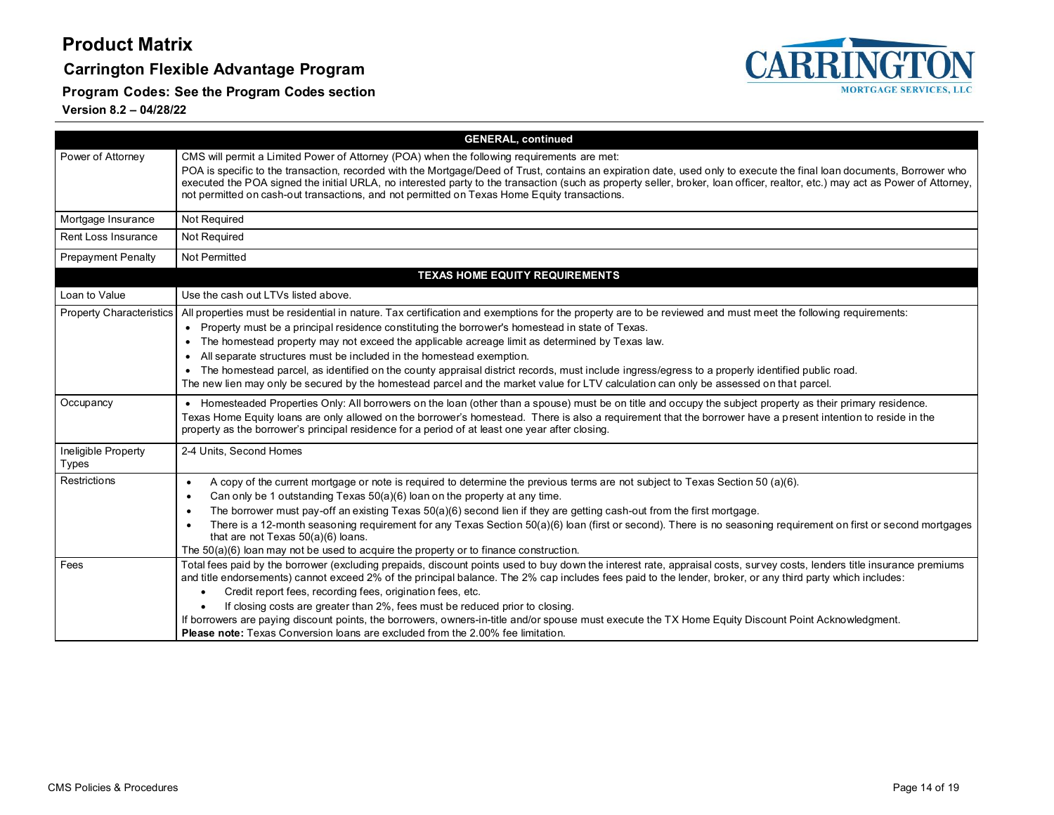# Product Matrix

## Carrington Flexible Advantage Program

**Program Codes: See the Program Codes section**

**Version 8.2 – 04/28/22**

| GENERAL, continued | |
|---|---|
| Power of Attorney | CMS will permit a Limited Power of Attorney (POA) when the following requirements are met:<br>POA is specific to the transaction, recorded with the Mortgage/Deed of Trust, contains an expiration date, used only to execute the final loan documents, Borrower who executed the POA signed the initial URLA, no interested party to the transaction (such as property seller, broker, loan officer, realtor, etc.) may act as Power of Attorney, not permitted on cash-out transactions, and not permitted on Texas Home Equity transactions. |
| Mortgage Insurance | Not Required |
| Rent Loss Insurance | Not Required |
| Prepayment Penalty | Not Permitted |
| **TEXAS HOME EQUITY REQUIREMENTS** | |
| Loan to Value | Use the cash out LTVs listed above. |
| Property Characteristics | All properties must be residential in nature. Tax certification and exemptions for the property are to be reviewed and must meet the following requirements:<br>• Property must be a principal residence constituting the borrower's homestead in state of Texas.<br>• The homestead property may not exceed the applicable acreage limit as determined by Texas law.<br>• All separate structures must be included in the homestead exemption.<br>• The homestead parcel, as identified on the county appraisal district records, must include ingress/egress to a properly identified public road.<br>The new lien may only be secured by the homestead parcel and the market value for LTV calculation can only be assessed on that parcel. |
| Occupancy | • Homesteaded Properties Only: All borrowers on the loan (other than a spouse) must be on title and occupy the subject property as their primary residence.<br>Texas Home Equity loans are only allowed on the borrower's homestead. There is also a requirement that the borrower have a present intention to reside in the property as the borrower's principal residence for a period of at least one year after closing. |
| Ineligible Property Types | 2-4 Units, Second Homes |
| Restrictions | • A copy of the current mortgage or note is required to determine the previous terms are not subject to Texas Section 50 (a)(6).<br>• Can only be 1 outstanding Texas 50(a)(6) loan on the property at any time.<br>• The borrower must pay-off an existing Texas 50(a)(6) second lien if they are getting cash-out from the first mortgage.<br>• There is a 12-month seasoning requirement for any Texas Section 50(a)(6) loan (first or second). There is no seasoning requirement on first or second mortgages that are not Texas 50(a)(6) loans.<br>The 50(a)(6) loan may not be used to acquire the property or to finance construction. |
| Fees | Total fees paid by the borrower (excluding prepaids, discount points used to buy down the interest rate, appraisal costs, survey costs, lenders title insurance premiums and title endorsements) cannot exceed 2% of the principal balance. The 2% cap includes fees paid to the lender, broker, or any third party which includes:<br>• Credit report fees, recording fees, origination fees, etc.<br>• If closing costs are greater than 2%, fees must be reduced prior to closing.<br>If borrowers are paying discount points, the borrowers, owners-in-title and/or spouse must execute the TX Home Equity Discount Point Acknowledgment.<br>**Please note:** Texas Conversion loans are excluded from the 2.00% fee limitation. |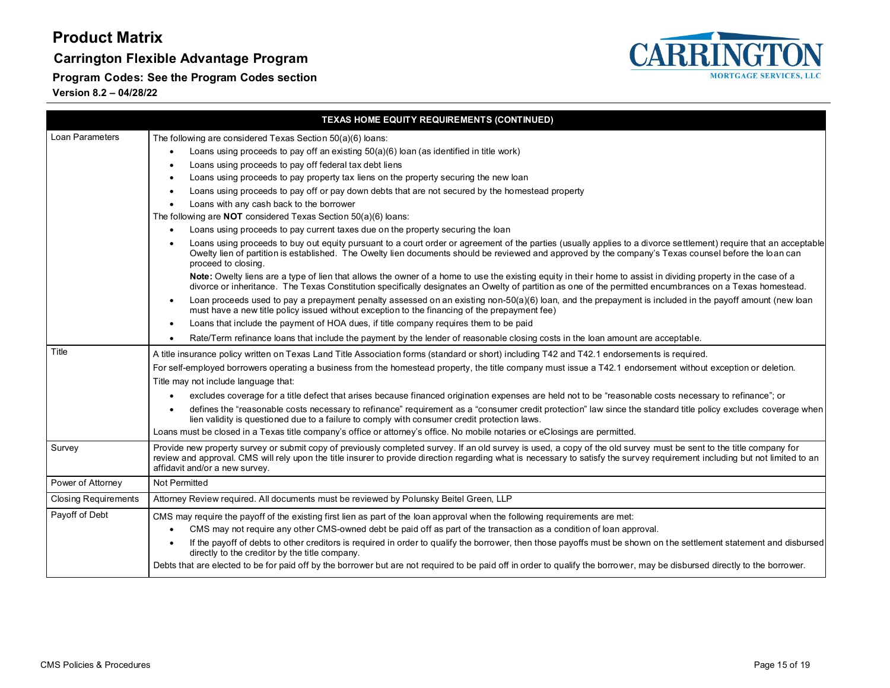| TEXAS HOME EQUITY REQUIREMENTS (CONTINUED) | |
|---|---|
| Loan Parameters | The following are considered Texas Section 50(a)(6) loans:<br>• Loans using proceeds to pay off an existing 50(a)(6) loan (as identified in title work)<br>• Loans using proceeds to pay off federal tax debt liens<br>• Loans using proceeds to pay property tax liens on the property securing the new loan<br>• Loans using proceeds to pay off or pay down debts that are not secured by the homestead property<br>• Loans with any cash back to the borrower<br>The following are **NOT** considered Texas Section 50(a)(6) loans:<br>• Loans using proceeds to pay current taxes due on the property securing the loan<br>• Loans using proceeds to buy out equity pursuant to a court order or agreement of the parties (usually applies to a divorce settlement) require that an acceptable Owelty lien of partition is established. The Owelty lien documents should be reviewed and approved by the company's Texas counsel before the loan can proceed to closing.<br>**Note:** Owelty liens are a type of lien that allows the owner of a home to use the existing equity in their home to assist in dividing property in the case of a divorce or inheritance. The Texas Constitution specifically designates an Owelty of partition as one of the permitted encumbrances on a Texas homestead.<br>• Loan proceeds used to pay a prepayment penalty assessed on an existing non-50(a)(6) loan, and the prepayment is included in the payoff amount (new loan must have a new title policy issued without exception to the financing of the prepayment fee)<br>• Loans that include the payment of HOA dues, if title company requires them to be paid<br>• Rate/Term refinance loans that include the payment by the lender of reasonable closing costs in the loan amount are acceptable. |
| Title | A title insurance policy written on Texas Land Title Association forms (standard or short) including T42 and T42.1 endorsements is required.<br>For self-employed borrowers operating a business from the homestead property, the title company must issue a T42.1 endorsement without exception or deletion.<br>Title may not include language that:<br>• excludes coverage for a title defect that arises because financed origination expenses are held not to be "reasonable costs necessary to refinance"; or<br>• defines the "reasonable costs necessary to refinance" requirement as a "consumer credit protection" law since the standard title policy excludes coverage when lien validity is questioned due to a failure to comply with consumer credit protection laws.<br>Loans must be closed in a Texas title company's office or attorney's office. No mobile notaries or eClosings are permitted. |
| Survey | Provide new property survey or submit copy of previously completed survey. If an old survey is used, a copy of the old survey must be sent to the title company for review and approval. CMS will rely upon the title insurer to provide direction regarding what is necessary to satisfy the survey requirement including but not limited to an affidavit and/or a new survey. |
| Power of Attorney | Not Permitted |
| Closing Requirements | Attorney Review required. All documents must be reviewed by Polunsky Beitel Green, LLP |
| Payoff of Debt | CMS may require the payoff of the existing first lien as part of the loan approval when the following requirements are met:<br>• CMS may not require any other CMS-owned debt be paid off as part of the transaction as a condition of loan approval.<br>• If the payoff of debts to other creditors is required in order to qualify the borrower, then those payoffs must be shown on the settlement statement and disbursed directly to the creditor by the title company.<br>Debts that are elected to be for paid off by the borrower but are not required to be paid off in order to qualify the borrower, may be disbursed directly to the borrower. |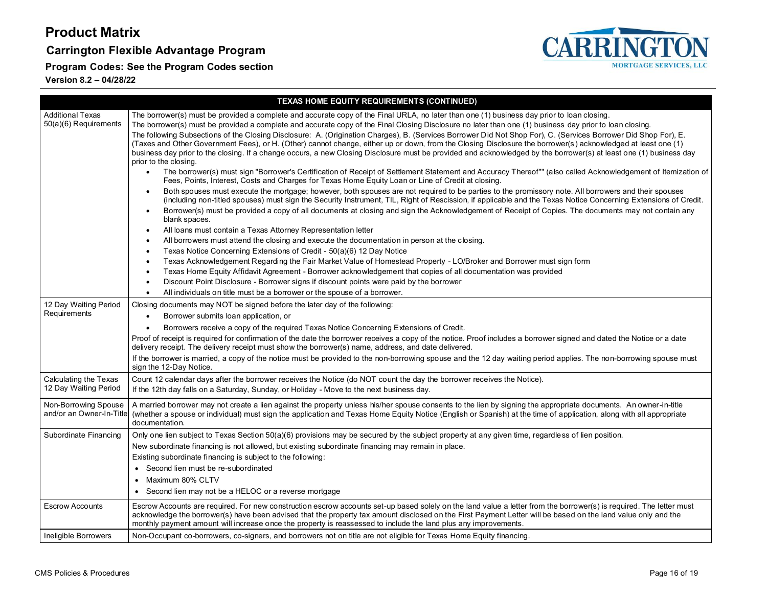# Product Matrix

## Carrington Flexible Advantage Program

### Program Codes: See the Program Codes section

**Version 8.2 – 04/28/22**

| TEXAS HOME EQUITY REQUIREMENTS (CONTINUED) | |
|---|---|
| Additional Texas 50(a)(6) Requirements | The borrower(s) must be provided a complete and accurate copy of the Final URLA, no later than one (1) business day prior to loan closing.<br>The borrower(s) must be provided a complete and accurate copy of the Final Closing Disclosure no later than one (1) business day prior to loan closing.<br>The following Subsections of the Closing Disclosure: A. (Origination Charges), B. (Services Borrower Did Not Shop For), C. (Services Borrower Did Shop For), E. (Taxes and Other Government Fees), or H. (Other) cannot change, either up or down, from the Closing Disclosure the borrower(s) acknowledged at least one (1) business day prior to the closing. If a change occurs, a new Closing Disclosure must be provided and acknowledged by the borrower(s) at least one (1) business day prior to the closing.<br>• The borrower(s) must sign "Borrower's Certification of Receipt of Settlement Statement and Accuracy Thereof"" (also called Acknowledgement of Itemization of Fees, Points, Interest, Costs and Charges for Texas Home Equity Loan or Line of Credit at closing.<br>• Both spouses must execute the mortgage; however, both spouses are not required to be parties to the promissory note. All borrowers and their spouses (including non-titled spouses) must sign the Security Instrument, TIL, Right of Rescission, if applicable and the Texas Notice Concerning Extensions of Credit.<br>• Borrower(s) must be provided a copy of all documents at closing and sign the Acknowledgement of Receipt of Copies. The documents may not contain any blank spaces.<br>• All loans must contain a Texas Attorney Representation letter<br>• All borrowers must attend the closing and execute the documentation in person at the closing.<br>• Texas Notice Concerning Extensions of Credit - 50(a)(6) 12 Day Notice<br>• Texas Acknowledgement Regarding the Fair Market Value of Homestead Property - LO/Broker and Borrower must sign form<br>• Texas Home Equity Affidavit Agreement - Borrower acknowledgement that copies of all documentation was provided<br>• Discount Point Disclosure - Borrower signs if discount points were paid by the borrower<br>• All individuals on title must be a borrower or the spouse of a borrower. |
| 12 Day Waiting Period Requirements | Closing documents may NOT be signed before the later day of the following:<br>• Borrower submits loan application, or<br>• Borrowers receive a copy of the required Texas Notice Concerning Extensions of Credit.<br>Proof of receipt is required for confirmation of the date the borrower receives a copy of the notice. Proof includes a borrower signed and dated the Notice or a date delivery receipt. The delivery receipt must show the borrower(s) name, address, and date delivered.<br>If the borrower is married, a copy of the notice must be provided to the non-borrowing spouse and the 12 day waiting period applies. The non-borrowing spouse must sign the 12-Day Notice. |
| Calculating the Texas 12 Day Waiting Period | Count 12 calendar days after the borrower receives the Notice (do NOT count the day the borrower receives the Notice).<br>If the 12th day falls on a Saturday, Sunday, or Holiday - Move to the next business day. |
| Non-Borrowing Spouse and/or an Owner-In-Title | A married borrower may not create a lien against the property unless his/her spouse consents to the lien by signing the appropriate documents. An owner-in-title (whether a spouse or individual) must sign the application and Texas Home Equity Notice (English or Spanish) at the time of application, along with all appropriate documentation. |
| Subordinate Financing | Only one lien subject to Texas Section 50(a)(6) provisions may be secured by the subject property at any given time, regardless of lien position.<br>New subordinate financing is not allowed, but existing subordinate financing may remain in place.<br>Existing subordinate financing is subject to the following:<br>• Second lien must be re-subordinated<br>• Maximum 80% CLTV<br>• Second lien may not be a HELOC or a reverse mortgage |
| Escrow Accounts | Escrow Accounts are required. For new construction escrow accounts set-up based solely on the land value a letter from the borrower(s) is required. The letter must acknowledge the borrower(s) have been advised that the property tax amount disclosed on the First Payment Letter will be based on the land value only and the monthly payment amount will increase once the property is reassessed to include the land plus any improvements. |
| Ineligible Borrowers | Non-Occupant co-borrowers, co-signers, and borrowers not on title are not eligible for Texas Home Equity financing. |

CMS Policies & Procedures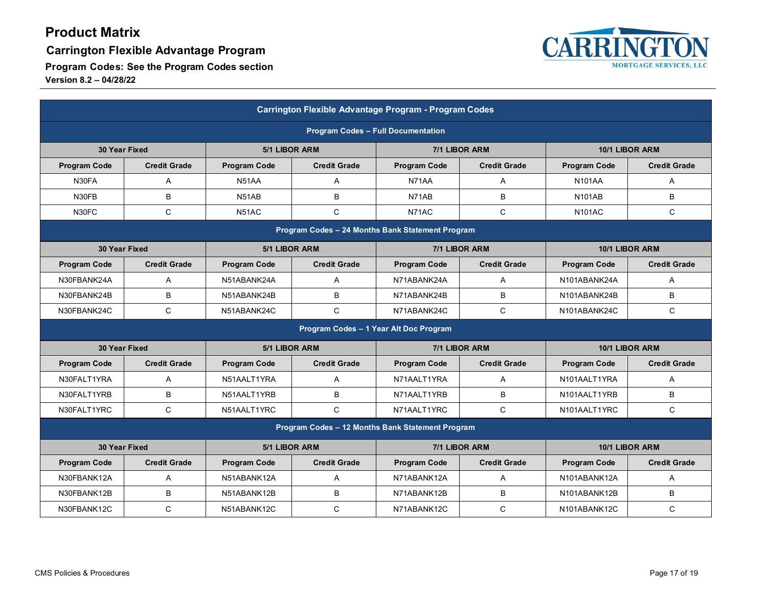# Product Matrix

## Carrington Flexible Advantage Program

**Program Codes: See the Program Codes section**

**Version 8.2 – 04/28/22**

| Carrington Flexible Advantage Program - Program Codes | | | | | | | |
|---|---|---|---|---|---|---|---|
| **Program Codes – Full Documentation** | | | | | | | |
| **30 Year Fixed** | | **5/1 LIBOR ARM** | | **7/1 LIBOR ARM** | | **10/1 LIBOR ARM** | |
| **Program Code** | **Credit Grade** | **Program Code** | **Credit Grade** | **Program Code** | **Credit Grade** | **Program Code** | **Credit Grade** |
| N30FA | A | N51AA | A | N71AA | A | N101AA | A |
| N30FB | B | N51AB | B | N71AB | B | N101AB | B |
| N30FC | C | N51AC | C | N71AC | C | N101AC | C |
| **Program Codes – 24 Months Bank Statement Program** | | | | | | | |
| **30 Year Fixed** | | **5/1 LIBOR ARM** | | **7/1 LIBOR ARM** | | **10/1 LIBOR ARM** | |
| **Program Code** | **Credit Grade** | **Program Code** | **Credit Grade** | **Program Code** | **Credit Grade** | **Program Code** | **Credit Grade** |
| N30FBANK24A | A | N51ABANK24A | A | N71ABANK24A | A | N101ABANK24A | A |
| N30FBANK24B | B | N51ABANK24B | B | N71ABANK24B | B | N101ABANK24B | B |
| N30FBANK24C | C | N51ABANK24C | C | N71ABANK24C | C | N101ABANK24C | C |
| **Program Codes – 1 Year Alt Doc Program** | | | | | | | |
| **30 Year Fixed** | | **5/1 LIBOR ARM** | | **7/1 LIBOR ARM** | | **10/1 LIBOR ARM** | |
| **Program Code** | **Credit Grade** | **Program Code** | **Credit Grade** | **Program Code** | **Credit Grade** | **Program Code** | **Credit Grade** |
| N30FALT1YRA | A | N51AALT1YRA | A | N71AALT1YRA | A | N101AALT1YRA | A |
| N30FALT1YRB | B | N51AALT1YRB | B | N71AALT1YRB | B | N101AALT1YRB | B |
| N30FALT1YRC | C | N51AALT1YRC | C | N71AALT1YRC | C | N101AALT1YRC | C |
| **Program Codes – 12 Months Bank Statement Program** | | | | | | | |
| **30 Year Fixed** | | **5/1 LIBOR ARM** | | **7/1 LIBOR ARM** | | **10/1 LIBOR ARM** | |
| **Program Code** | **Credit Grade** | **Program Code** | **Credit Grade** | **Program Code** | **Credit Grade** | **Program Code** | **Credit Grade** |
| N30FBANK12A | A | N51ABANK12A | A | N71ABANK12A | A | N101ABANK12A | A |
| N30FBANK12B | B | N51ABANK12B | B | N71ABANK12B | B | N101ABANK12B | B |
| N30FBANK12C | C | N51ABANK12C | C | N71ABANK12C | C | N101ABANK12C | C |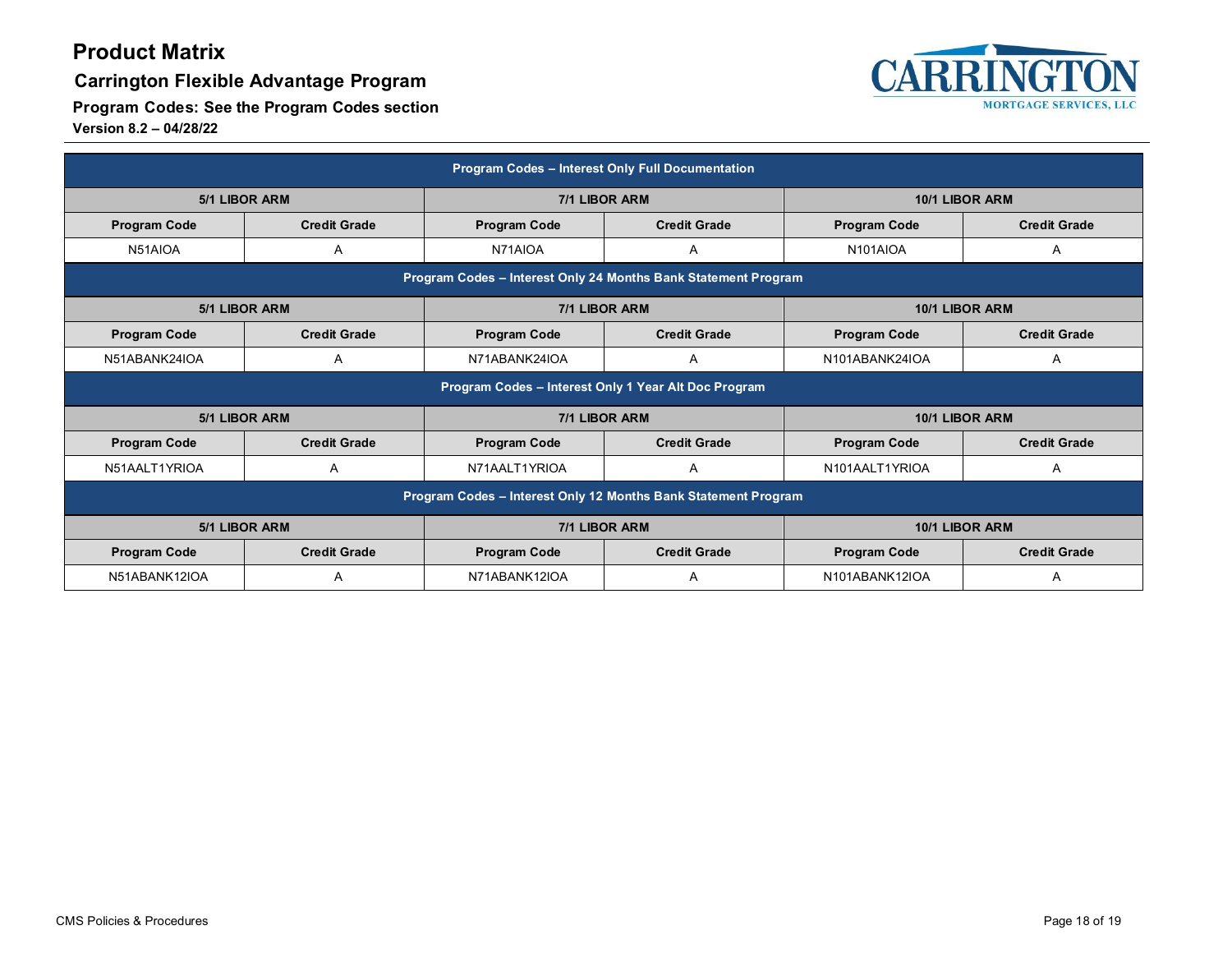# Product Matrix

## Carrington Flexible Advantage Program

**Program Codes: See the Program Codes section**

**Version 8.2 – 04/28/22**

| Program Codes – Interest Only Full Documentation | | | | | |
|---|---|---|---|---|---|
| **5/1 LIBOR ARM** | | **7/1 LIBOR ARM** | | **10/1 LIBOR ARM** | |
| **Program Code** | **Credit Grade** | **Program Code** | **Credit Grade** | **Program Code** | **Credit Grade** |
| N51AIOA | A | N71AIOA | A | N101AIOA | A |
| **Program Codes – Interest Only 24 Months Bank Statement Program** | | | | | |
| **5/1 LIBOR ARM** | | **7/1 LIBOR ARM** | | **10/1 LIBOR ARM** | |
| **Program Code** | **Credit Grade** | **Program Code** | **Credit Grade** | **Program Code** | **Credit Grade** |
| N51ABANK24IOA | A | N71ABANK24IOA | A | N101ABANK24IOA | A |
| **Program Codes – Interest Only 1 Year Alt Doc Program** | | | | | |
| **5/1 LIBOR ARM** | | **7/1 LIBOR ARM** | | **10/1 LIBOR ARM** | |
| **Program Code** | **Credit Grade** | **Program Code** | **Credit Grade** | **Program Code** | **Credit Grade** |
| N51AALT1YRIOA | A | N71AALT1YRIOA | A | N101AALT1YRIOA | A |
| **Program Codes – Interest Only 12 Months Bank Statement Program** | | | | | |
| **5/1 LIBOR ARM** | | **7/1 LIBOR ARM** | | **10/1 LIBOR ARM** | |
| **Program Code** | **Credit Grade** | **Program Code** | **Credit Grade** | **Program Code** | **Credit Grade** |
| N51ABANK12IOA | A | N71ABANK12IOA | A | N101ABANK12IOA | A |

CMS Policies & Procedures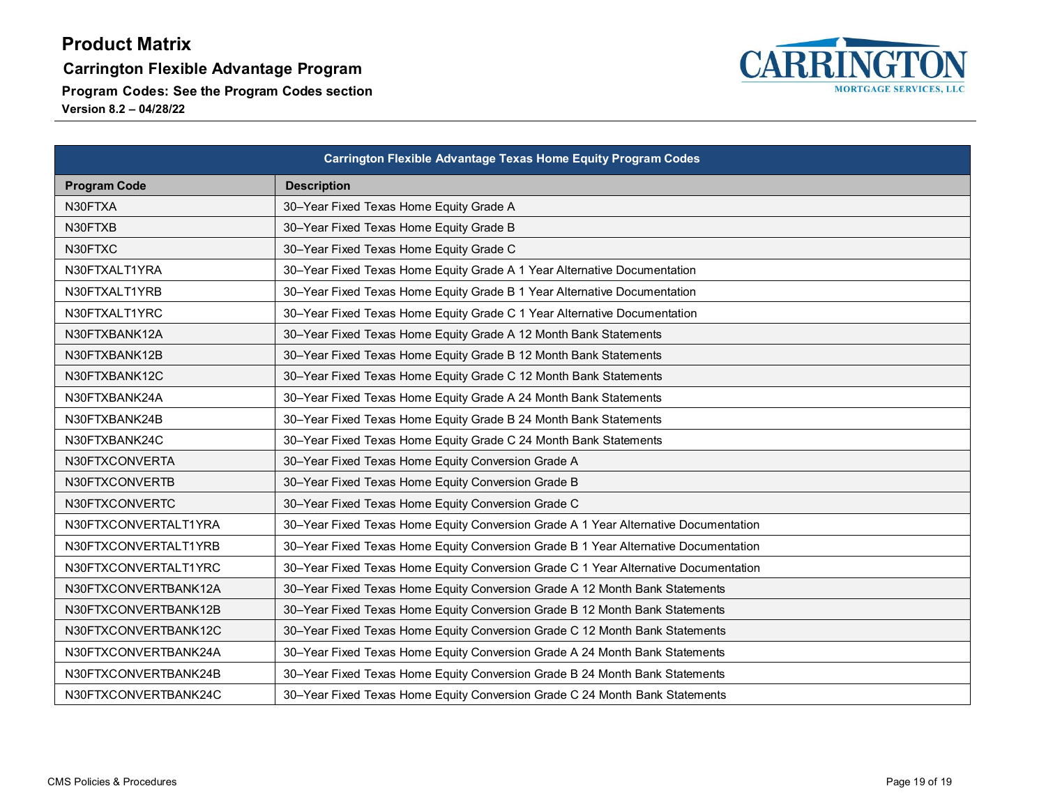# Product Matrix

## Carrington Flexible Advantage Program

### Program Codes: See the Program Codes section

**Version 8.2 – 04/28/22**

| Carrington Flexible Advantage Texas Home Equity Program Codes | |
|---|---|
| **Program Code** | **Description** |
| N30FTXA | 30–Year Fixed Texas Home Equity Grade A |
| N30FTXB | 30–Year Fixed Texas Home Equity Grade B |
| N30FTXC | 30–Year Fixed Texas Home Equity Grade C |
| N30FTXALT1YRA | 30–Year Fixed Texas Home Equity Grade A 1 Year Alternative Documentation |
| N30FTXALT1YRB | 30–Year Fixed Texas Home Equity Grade B 1 Year Alternative Documentation |
| N30FTXALT1YRC | 30–Year Fixed Texas Home Equity Grade C 1 Year Alternative Documentation |
| N30FTXBANK12A | 30–Year Fixed Texas Home Equity Grade A 12 Month Bank Statements |
| N30FTXBANK12B | 30–Year Fixed Texas Home Equity Grade B 12 Month Bank Statements |
| N30FTXBANK12C | 30–Year Fixed Texas Home Equity Grade C 12 Month Bank Statements |
| N30FTXBANK24A | 30–Year Fixed Texas Home Equity Grade A 24 Month Bank Statements |
| N30FTXBANK24B | 30–Year Fixed Texas Home Equity Grade B 24 Month Bank Statements |
| N30FTXBANK24C | 30–Year Fixed Texas Home Equity Grade C 24 Month Bank Statements |
| N30FTXCONVERTA | 30–Year Fixed Texas Home Equity Conversion Grade A |
| N30FTXCONVERTB | 30–Year Fixed Texas Home Equity Conversion Grade B |
| N30FTXCONVERTC | 30–Year Fixed Texas Home Equity Conversion Grade C |
| N30FTXCONVERTALT1YRA | 30–Year Fixed Texas Home Equity Conversion Grade A 1 Year Alternative Documentation |
| N30FTXCONVERTALT1YRB | 30–Year Fixed Texas Home Equity Conversion Grade B 1 Year Alternative Documentation |
| N30FTXCONVERTALT1YRC | 30–Year Fixed Texas Home Equity Conversion Grade C 1 Year Alternative Documentation |
| N30FTXCONVERTBANK12A | 30–Year Fixed Texas Home Equity Conversion Grade A 12 Month Bank Statements |
| N30FTXCONVERTBANK12B | 30–Year Fixed Texas Home Equity Conversion Grade B 12 Month Bank Statements |
| N30FTXCONVERTBANK12C | 30–Year Fixed Texas Home Equity Conversion Grade C 12 Month Bank Statements |
| N30FTXCONVERTBANK24A | 30–Year Fixed Texas Home Equity Conversion Grade A 24 Month Bank Statements |
| N30FTXCONVERTBANK24B | 30–Year Fixed Texas Home Equity Conversion Grade B 24 Month Bank Statements |
| N30FTXCONVERTBANK24C | 30–Year Fixed Texas Home Equity Conversion Grade C 24 Month Bank Statements |